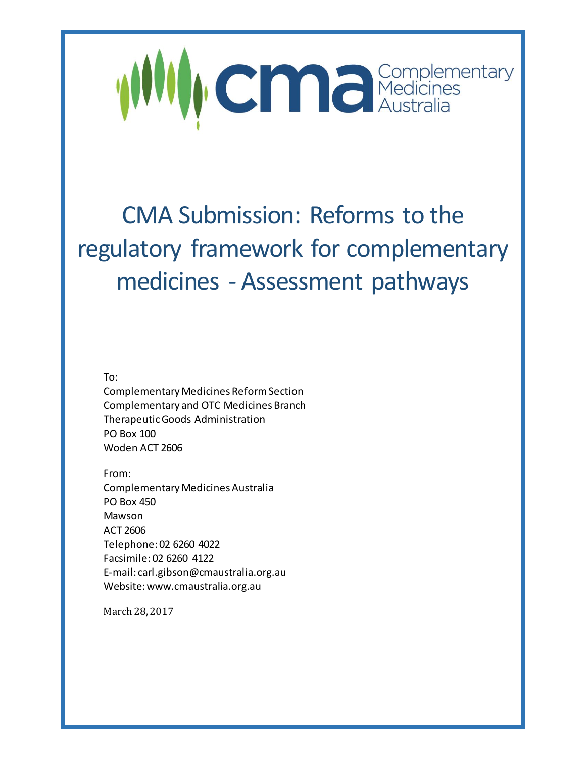cma Complementary Medicines Australia

# CMA Submission: Reforms to the regulatory framework for complementary medicines - Assessment pathways

To:
Complementary Medicines Reform Section
Complementary and OTC Medicines Branch
Therapeutic Goods Administration
PO Box 100
Woden ACT 2606

From:
Complementary Medicines Australia
PO Box 450
Mawson
ACT 2606
Telephone: 02 6260 4022
Facsimile: 02 6260 4122
E-mail: carl.gibson@cmaustralia.org.au
Website: www.cmaustralia.org.au

March 28, 2017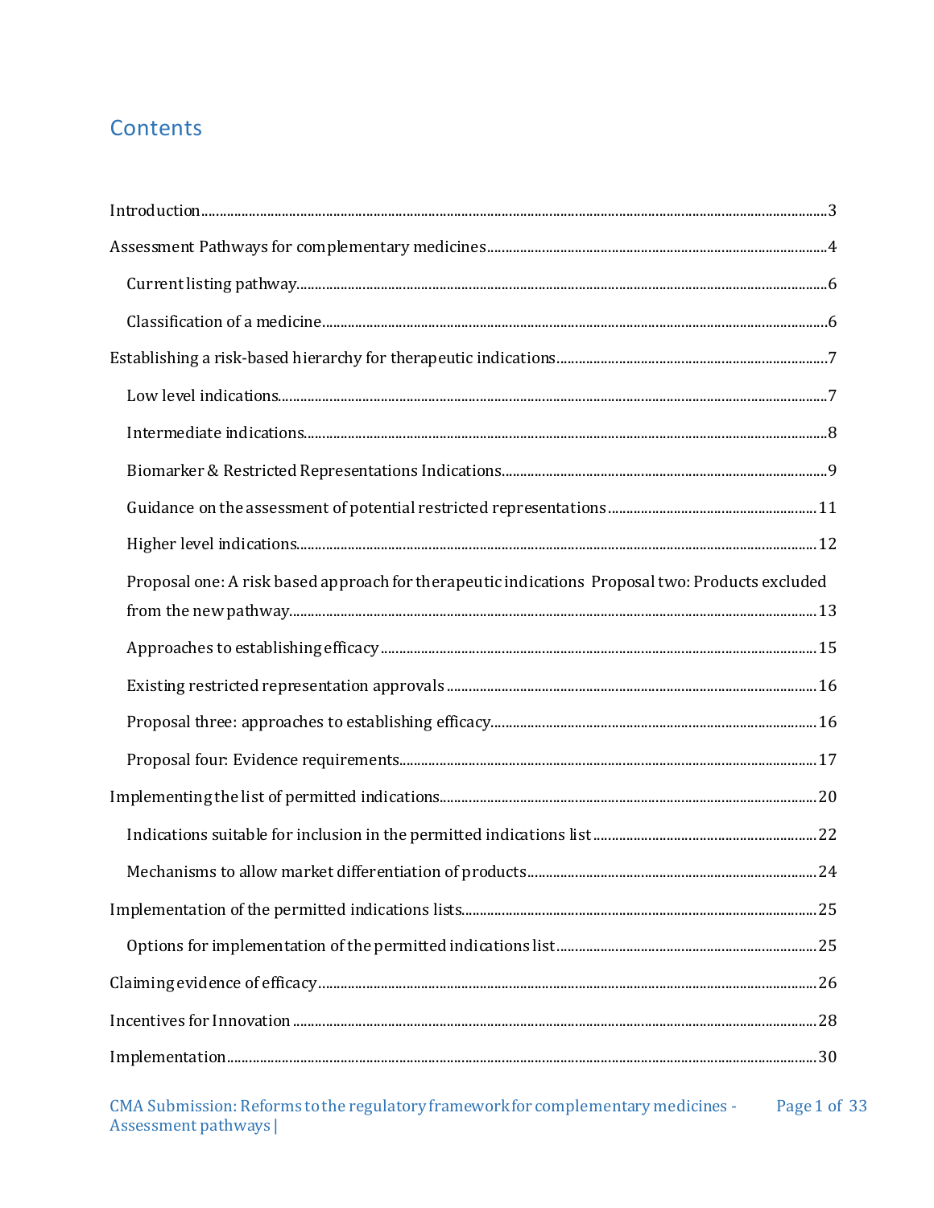# Contents

Introduction........................................................................................3

Assessment Pathways for complementary medicines........................................4

- Current listing pathway........................................................................6
- Classification of a medicine....................................................................6

Establishing a risk-based hierarchy for therapeutic indications.......................7

- Low level indications..........................................................................7
- Intermediate indications.......................................................................8
- Biomarker & Restricted Representations Indications.....................................9
- Guidance on the assessment of potential restricted representations..................11
- Higher level indications.......................................................................12
- Proposal one: A risk based approach for therapeutic indications Proposal two: Products excluded from the new pathway.......................................................13
- Approaches to establishing efficacy........................................................15
- Existing restricted representation approvals.............................................16
- Proposal three: approaches to establishing efficacy.....................................16
- Proposal four: Evidence requirements.....................................................17

Implementing the list of permitted indications...........................................20

- Indications suitable for inclusion in the permitted indications list...................22
- Mechanisms to allow market differentiation of products...............................24

Implementation of the permitted indications lists........................................25

- Options for implementation of the permitted indications list..........................25

Claiming evidence of efficacy..................................................................26

Incentives for Innovation.......................................................................28

Implementation....................................................................................30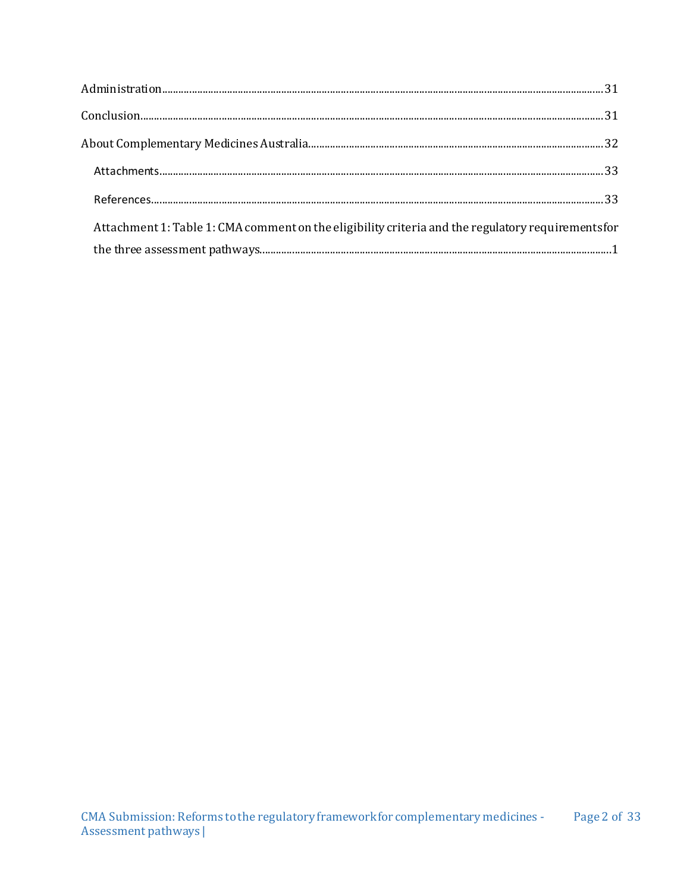Administration........................................................................................................................................................31

Conclusion..............................................................................................................................................................31

About Complementary Medicines Australia...................................................................................................32

Attachments.......................................................................................................................................................33

References..........................................................................................................................................................33

Attachment 1: Table 1: CMA comment on the eligibility criteria and the regulatory requirements for the three assessment pathways..........................................................................................................................1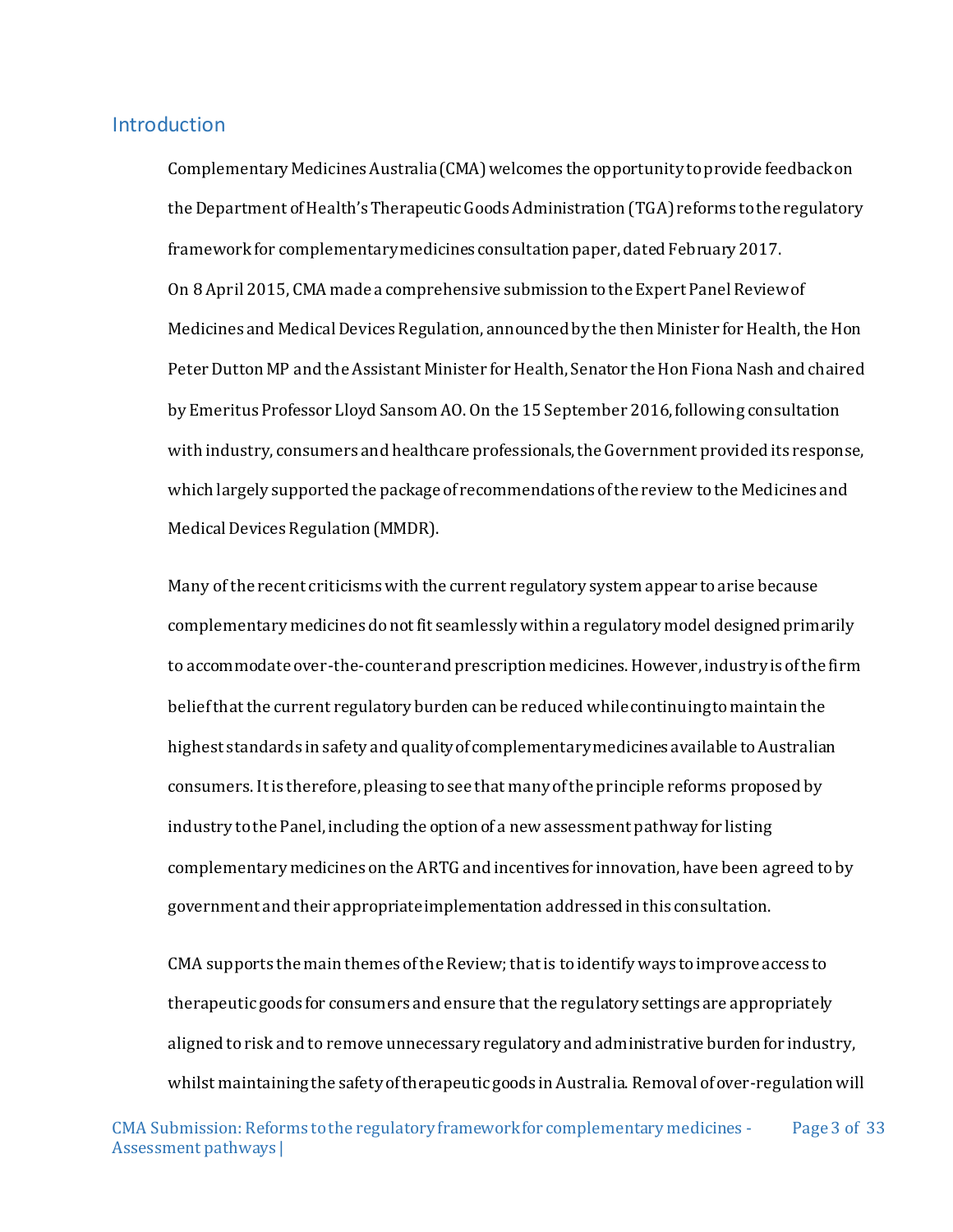## Introduction

Complementary Medicines Australia (CMA) welcomes the opportunity to provide feedback on the Department of Health's Therapeutic Goods Administration (TGA) reforms to the regulatory framework for complementary medicines consultation paper, dated February 2017.

On 8 April 2015, CMA made a comprehensive submission to the Expert Panel Review of Medicines and Medical Devices Regulation, announced by the then Minister for Health, the Hon Peter Dutton MP and the Assistant Minister for Health, Senator the Hon Fiona Nash and chaired by Emeritus Professor Lloyd Sansom AO. On the 15 September 2016, following consultation with industry, consumers and healthcare professionals, the Government provided its response, which largely supported the package of recommendations of the review to the Medicines and Medical Devices Regulation (MMDR).

Many of the recent criticisms with the current regulatory system appear to arise because complementary medicines do not fit seamlessly within a regulatory model designed primarily to accommodate over-the-counter and prescription medicines. However, industry is of the firm belief that the current regulatory burden can be reduced while continuing to maintain the highest standards in safety and quality of complementary medicines available to Australian consumers. It is therefore, pleasing to see that many of the principle reforms proposed by industry to the Panel, including the option of a new assessment pathway for listing complementary medicines on the ARTG and incentives for innovation, have been agreed to by government and their appropriate implementation addressed in this consultation.

CMA supports the main themes of the Review; that is to identify ways to improve access to therapeutic goods for consumers and ensure that the regulatory settings are appropriately aligned to risk and to remove unnecessary regulatory and administrative burden for industry, whilst maintaining the safety of therapeutic goods in Australia. Removal of over-regulation will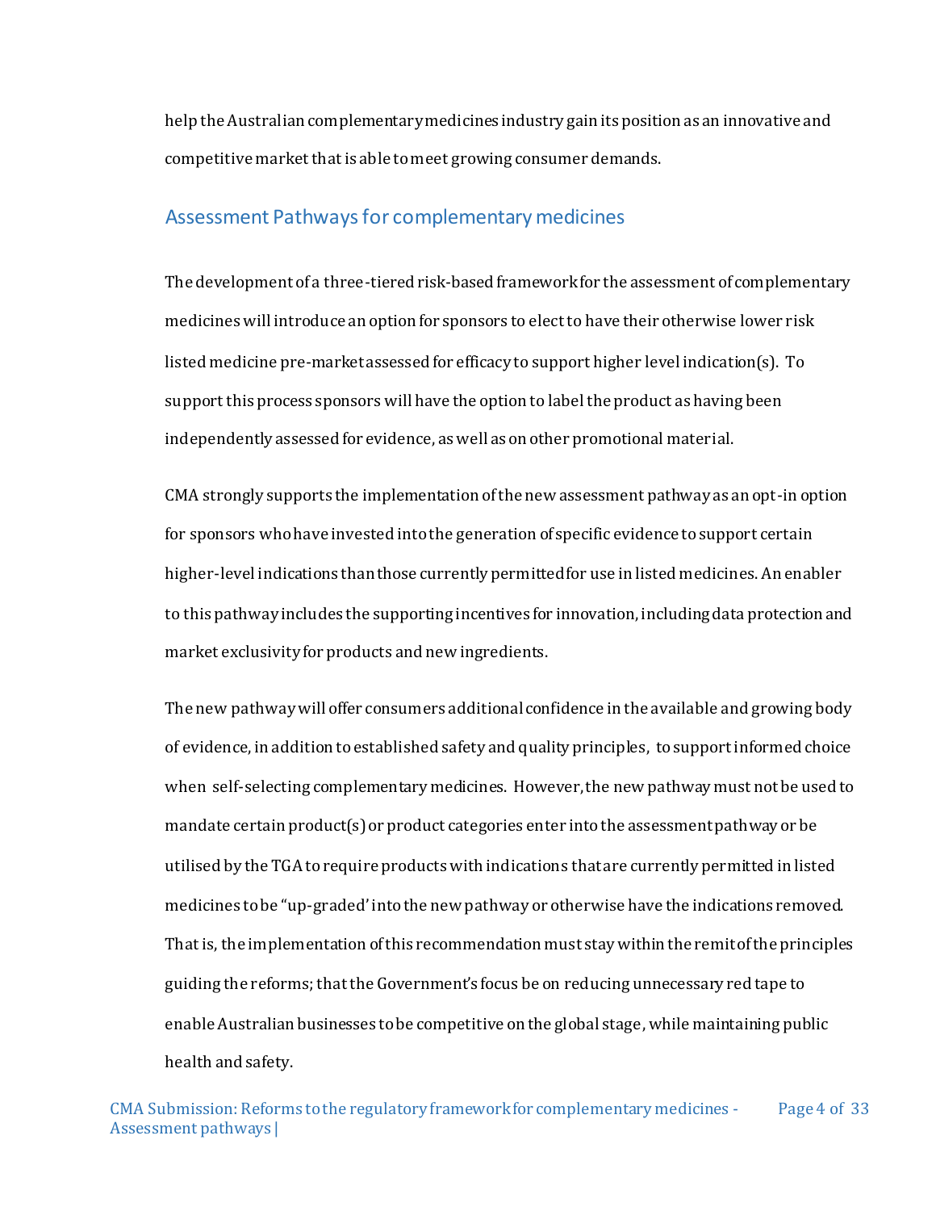help the Australian complementary medicines industry gain its position as an innovative and competitive market that is able to meet growing consumer demands.

## Assessment Pathways for complementary medicines

The development of a three-tiered risk-based framework for the assessment of complementary medicines will introduce an option for sponsors to elect to have their otherwise lower risk listed medicine pre-market assessed for efficacy to support higher level indication(s). To support this process sponsors will have the option to label the product as having been independently assessed for evidence, as well as on other promotional material.

CMA strongly supports the implementation of the new assessment pathway as an opt-in option for sponsors who have invested into the generation of specific evidence to support certain higher-level indications than those currently permitted for use in listed medicines. An enabler to this pathway includes the supporting incentives for innovation, including data protection and market exclusivity for products and new ingredients.

The new pathway will offer consumers additional confidence in the available and growing body of evidence, in addition to established safety and quality principles, to support informed choice when self-selecting complementary medicines. However, the new pathway must not be used to mandate certain product(s) or product categories enter into the assessment pathway or be utilised by the TGA to require products with indications that are currently permitted in listed medicines to be "up-graded' into the new pathway or otherwise have the indications removed. That is, the implementation of this recommendation must stay within the remit of the principles guiding the reforms; that the Government's focus be on reducing unnecessary red tape to enable Australian businesses to be competitive on the global stage, while maintaining public health and safety.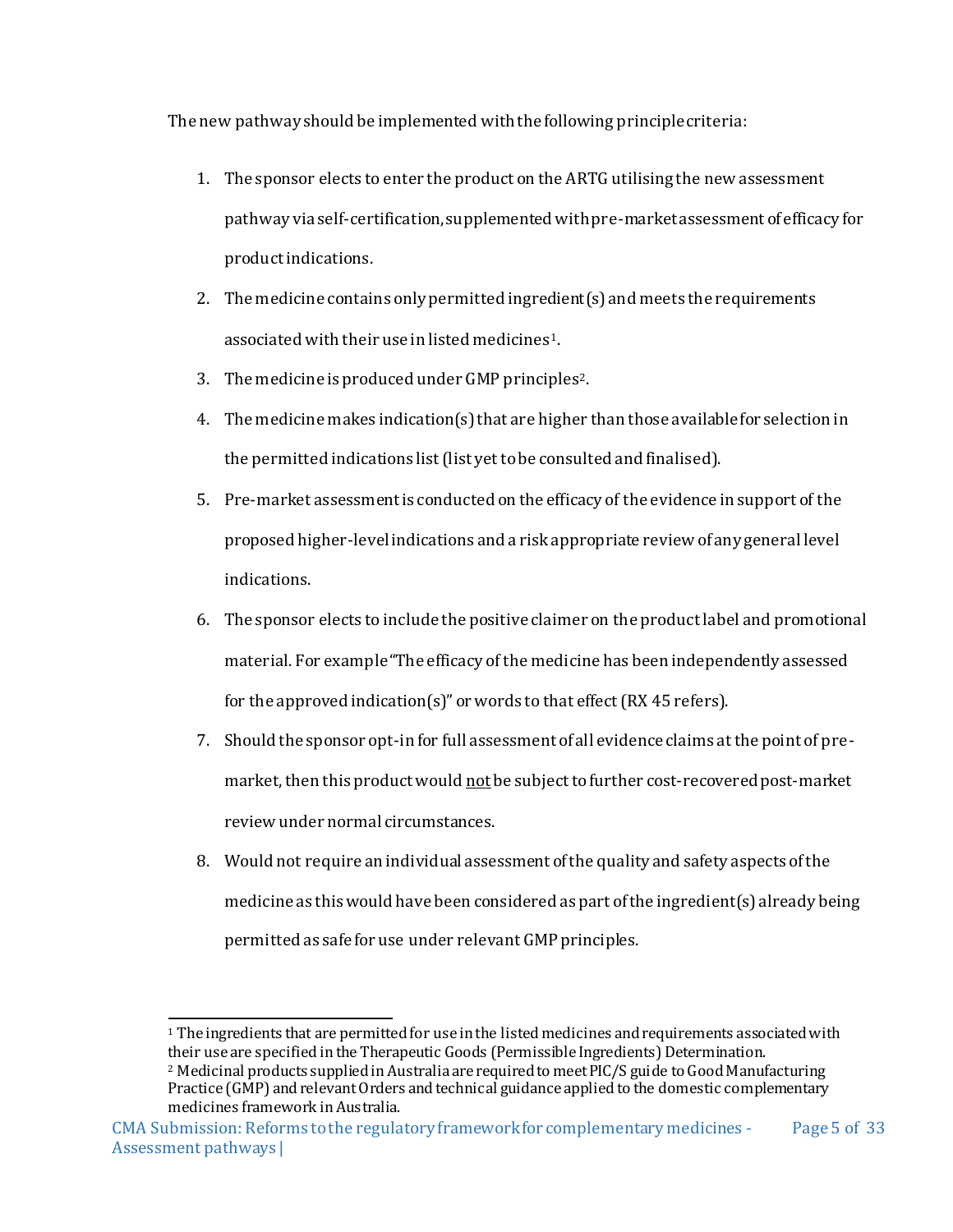The new pathway should be implemented with the following principle criteria:

1. The sponsor elects to enter the product on the ARTG utilising the new assessment pathway via self-certification, supplemented with pre-market assessment of efficacy for product indications.
2. The medicine contains only permitted ingredient(s) and meets the requirements associated with their use in listed medicines[1].
3. The medicine is produced under GMP principles[2].
4. The medicine makes indication(s) that are higher than those available for selection in the permitted indications list (list yet to be consulted and finalised).
5. Pre-market assessment is conducted on the efficacy of the evidence in support of the proposed higher-level indications and a risk appropriate review of any general level indications.
6. The sponsor elects to include the positive claimer on the product label and promotional material. For example "The efficacy of the medicine has been independently assessed for the approved indication(s)" or words to that effect (RX 45 refers).
7. Should the sponsor opt-in for full assessment of all evidence claims at the point of pre-market, then this product would <u>not</u> be subject to further cost-recovered post-market review under normal circumstances.
8. Would not require an individual assessment of the quality and safety aspects of the medicine as this would have been considered as part of the ingredient(s) already being permitted as safe for use under relevant GMP principles.

---

[1] The ingredients that are permitted for use in the listed medicines and requirements associated with their use are specified in the Therapeutic Goods (Permissible Ingredients) Determination.

[2] Medicinal products supplied in Australia are required to meet PIC/S guide to Good Manufacturing Practice (GMP) and relevant Orders and technical guidance applied to the domestic complementary medicines framework in Australia.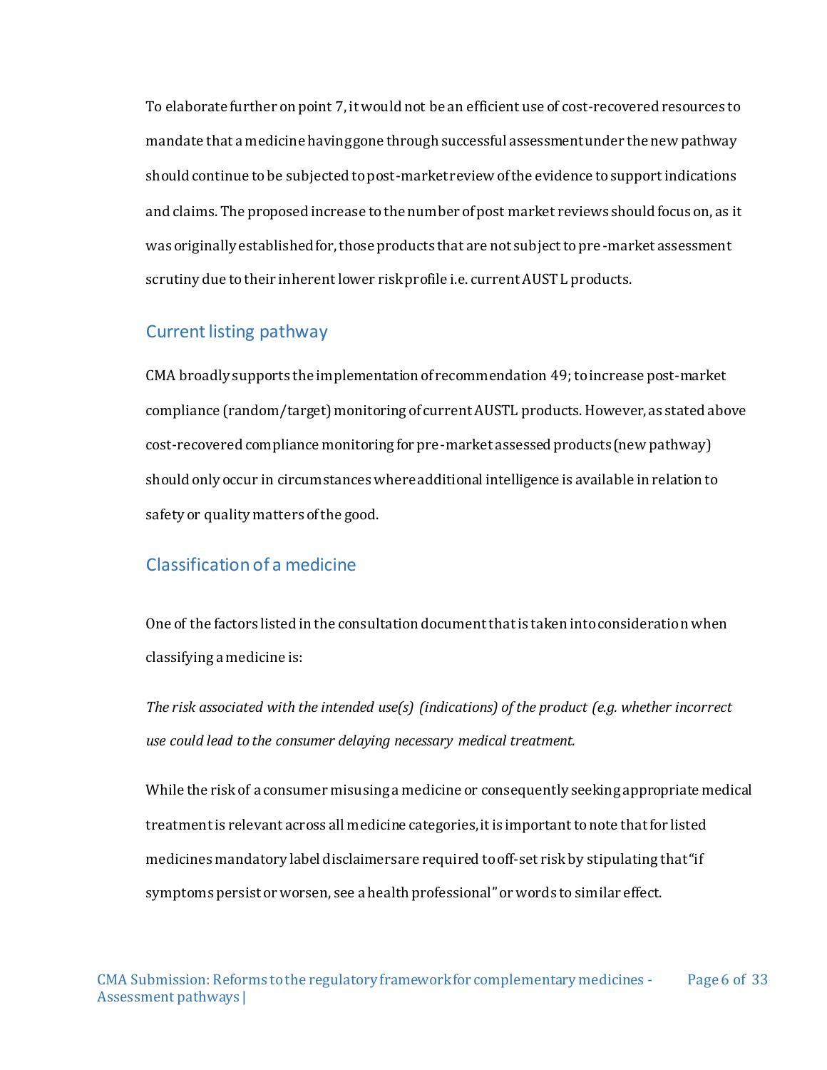To elaborate further on point 7, it would not be an efficient use of cost-recovered resources to mandate that a medicine having gone through successful assessment under the new pathway should continue to be subjected to post-market review of the evidence to support indications and claims. The proposed increase to the number of post market reviews should focus on, as it was originally established for, those products that are not subject to pre-market assessment scrutiny due to their inherent lower risk profile i.e. current AUST L products.

## Current listing pathway

CMA broadly supports the implementation of recommendation 49; to increase post-market compliance (random/target) monitoring of current AUSTL products. However, as stated above cost-recovered compliance monitoring for pre-market assessed products (new pathway) should only occur in circumstances where additional intelligence is available in relation to safety or quality matters of the good.

## Classification of a medicine

One of the factors listed in the consultation document that is taken into consideration when classifying a medicine is:

*The risk associated with the intended use(s) (indications) of the product (e.g. whether incorrect use could lead to the consumer delaying necessary medical treatment.*

While the risk of a consumer misusing a medicine or consequently seeking appropriate medical treatment is relevant across all medicine categories, it is important to note that for listed medicines mandatory label disclaimers are required to off-set risk by stipulating that "if symptoms persist or worsen, see a health professional" or words to similar effect.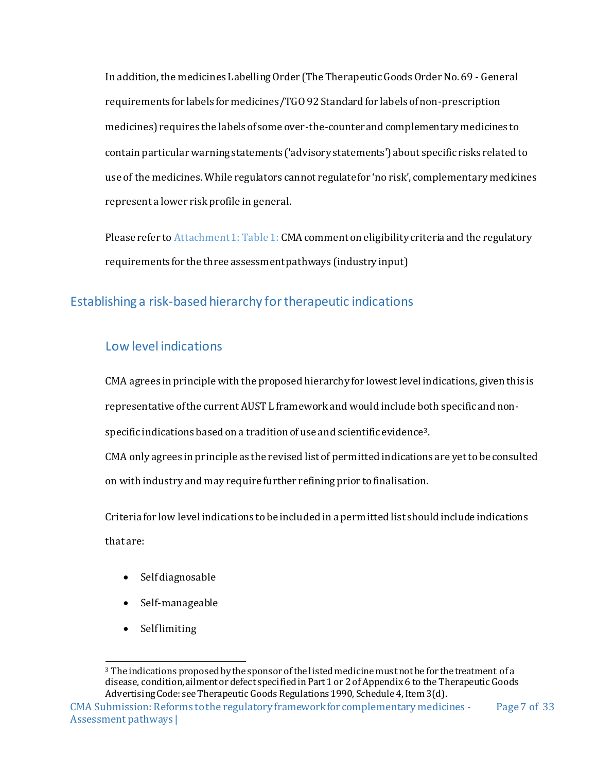In addition, the medicines Labelling Order (The Therapeutic Goods Order No. 69 - General requirements for labels for medicines/TGO 92 Standard for labels of non-prescription medicines) requires the labels of some over-the-counter and complementary medicines to contain particular warning statements ('advisory statements') about specific risks related to use of the medicines. While regulators cannot regulate for 'no risk', complementary medicines represent a lower risk profile in general.

Please refer to Attachment 1: Table 1: CMA comment on eligibility criteria and the regulatory requirements for the three assessment pathways (industry input)

## Establishing a risk-based hierarchy for therapeutic indications

### Low level indications

CMA agrees in principle with the proposed hierarchy for lowest level indications, given this is representative of the current AUST L framework and would include both specific and non-specific indications based on a tradition of use and scientific evidence[3].

CMA only agrees in principle as the revised list of permitted indications are yet to be consulted on with industry and may require further refining prior to finalisation.

Criteria for low level indications to be included in a permitted list should include indications that are:

- Self diagnosable
- Self-manageable
- Self limiting

[3] The indications proposed by the sponsor of the listed medicine must not be for the treatment of a disease, condition, ailment or defect specified in Part 1 or 2 of Appendix 6 to the Therapeutic Goods Advertising Code: see Therapeutic Goods Regulations 1990, Schedule 4, Item 3(d).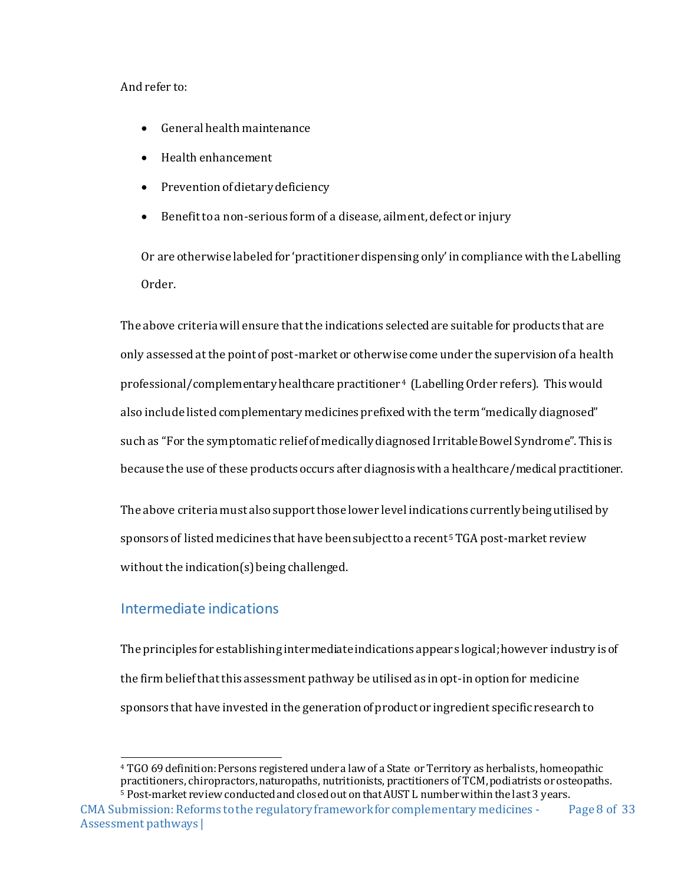And refer to:

- General health maintenance
- Health enhancement
- Prevention of dietary deficiency
- Benefit to a non-serious form of a disease, ailment, defect or injury

Or are otherwise labeled for 'practitioner dispensing only' in compliance with the Labelling Order.

The above criteria will ensure that the indications selected are suitable for products that are only assessed at the point of post-market or otherwise come under the supervision of a health professional/complementary healthcare practitioner[4] (Labelling Order refers). This would also include listed complementary medicines prefixed with the term "medically diagnosed" such as "For the symptomatic relief of medically diagnosed Irritable Bowel Syndrome". This is because the use of these products occurs after diagnosis with a healthcare/medical practitioner.

The above criteria must also support those lower level indications currently being utilised by sponsors of listed medicines that have been subject to a recent[5] TGA post-market review without the indication(s) being challenged.

## Intermediate indications

The principles for establishing intermediate indications appears logical; however industry is of the firm belief that this assessment pathway be utilised as in opt-in option for medicine sponsors that have invested in the generation of product or ingredient specific research to

---

[4] TGO 69 definition: Persons registered under a law of a State or Territory as herbalists, homeopathic practitioners, chiropractors, naturopaths, nutritionists, practitioners of TCM, podiatrists or osteopaths.

[5] Post-market review conducted and closed out on that AUST L number within the last 3 years.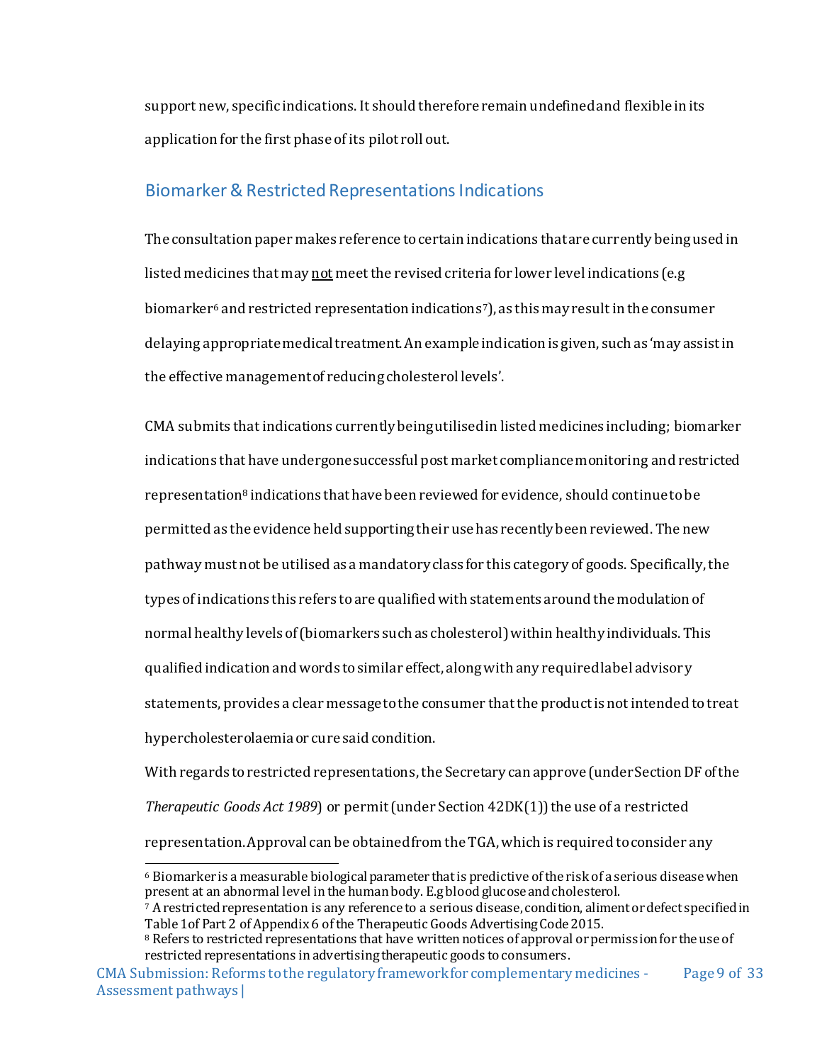support new, specific indications. It should therefore remain undefined and flexible in its application for the first phase of its pilot roll out.

## Biomarker & Restricted Representations Indications

The consultation paper makes reference to certain indications that are currently being used in listed medicines that may <u>not</u> meet the revised criteria for lower level indications (e.g biomarker[6] and restricted representation indications[7]), as this may result in the consumer delaying appropriate medical treatment. An example indication is given, such as 'may assist in the effective management of reducing cholesterol levels'.

CMA submits that indications currently being utilised in listed medicines including; biomarker indications that have undergone successful post market compliance monitoring and restricted representation[8] indications that have been reviewed for evidence, should continue to be permitted as the evidence held supporting their use has recently been reviewed. The new pathway must not be utilised as a mandatory class for this category of goods. Specifically, the types of indications this refers to are qualified with statements around the modulation of normal healthy levels of (biomarkers such as cholesterol) within healthy individuals. This qualified indication and words to similar effect, along with any required label advisory statements, provides a clear message to the consumer that the product is not intended to treat hypercholesterolaemia or cure said condition.

With regards to restricted representations, the Secretary can approve (under Section DF of the *Therapeutic Goods Act 1989*) or permit (under Section 42DK(1)) the use of a restricted representation. Approval can be obtained from the TGA, which is required to consider any

---

[6] Biomarker is a measurable biological parameter that is predictive of the risk of a serious disease when present at an abnormal level in the human body. E.g blood glucose and cholesterol.

[7] A restricted representation is any reference to a serious disease, condition, aliment or defect specified in Table 1 of Part 2 of Appendix 6 of the Therapeutic Goods Advertising Code 2015.

[8] Refers to restricted representations that have written notices of approval or permission for the use of restricted representations in advertising therapeutic goods to consumers.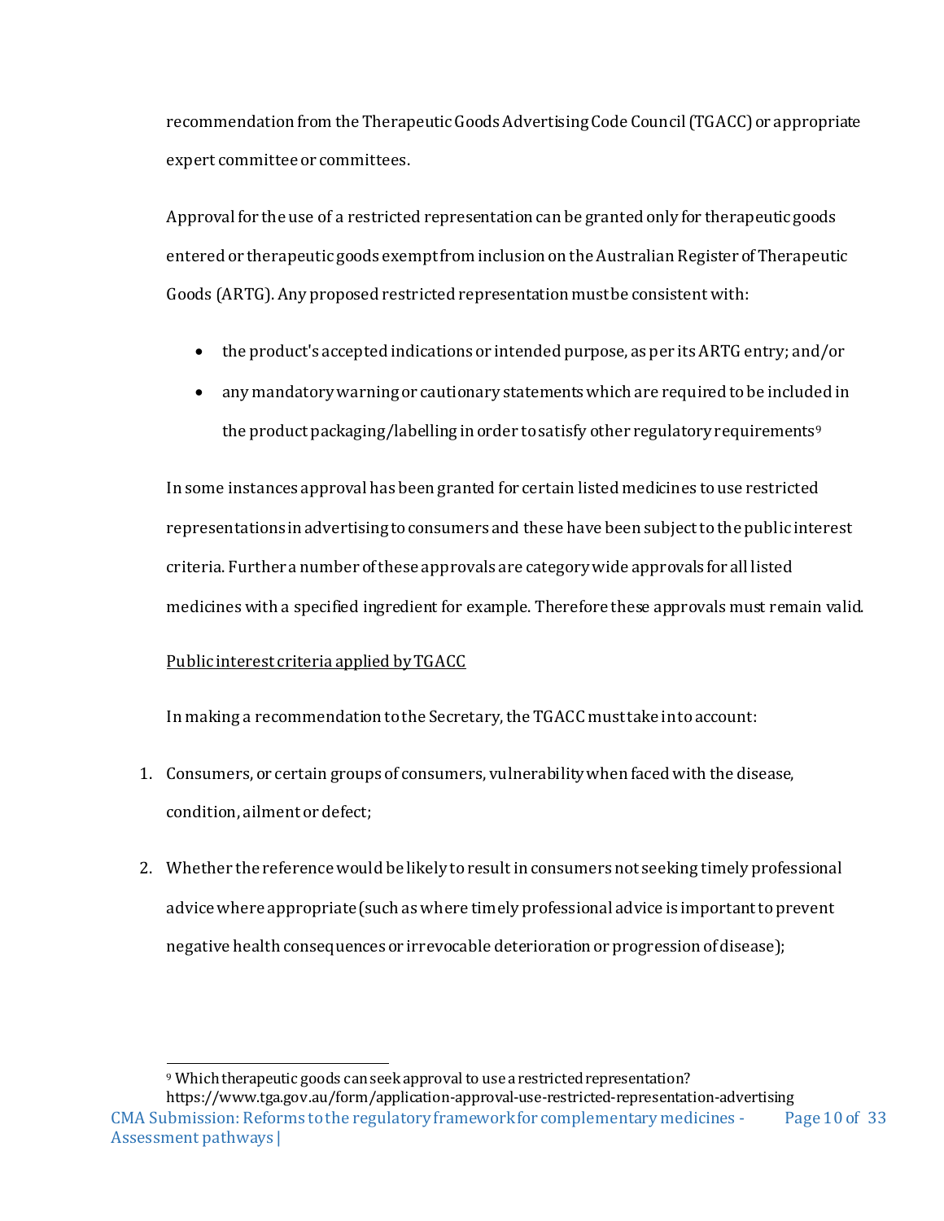recommendation from the Therapeutic Goods Advertising Code Council (TGACC) or appropriate expert committee or committees.

Approval for the use of a restricted representation can be granted only for therapeutic goods entered or therapeutic goods exempt from inclusion on the Australian Register of Therapeutic Goods (ARTG). Any proposed restricted representation must be consistent with:

- the product's accepted indications or intended purpose, as per its ARTG entry; and/or
- any mandatory warning or cautionary statements which are required to be included in the product packaging/labelling in order to satisfy other regulatory requirements[9]

In some instances approval has been granted for certain listed medicines to use restricted representations in advertising to consumers and these have been subject to the public interest criteria. Further a number of these approvals are category wide approvals for all listed medicines with a specified ingredient for example. Therefore these approvals must remain valid.

<u>Public interest criteria applied by TGACC</u>

In making a recommendation to the Secretary, the TGACC must take into account:

1. Consumers, or certain groups of consumers, vulnerability when faced with the disease, condition, ailment or defect;
2. Whether the reference would be likely to result in consumers not seeking timely professional advice where appropriate (such as where timely professional advice is important to prevent negative health consequences or irrevocable deterioration or progression of disease);

[9] Which therapeutic goods can seek approval to use a restricted representation? https://www.tga.gov.au/form/application-approval-use-restricted-representation-advertising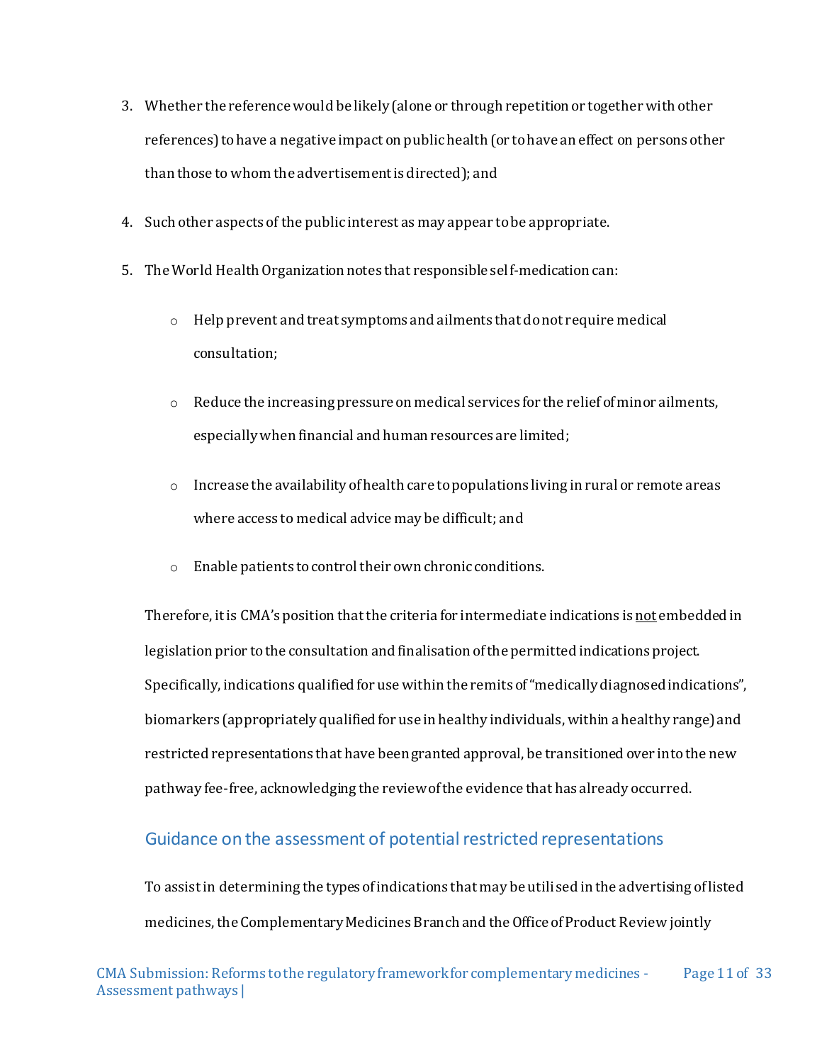3. Whether the reference would be likely (alone or through repetition or together with other references) to have a negative impact on public health (or to have an effect on persons other than those to whom the advertisement is directed); and

4. Such other aspects of the public interest as may appear to be appropriate.

5. The World Health Organization notes that responsible self-medication can:

    - Help prevent and treat symptoms and ailments that do not require medical consultation;
    - Reduce the increasing pressure on medical services for the relief of minor ailments, especially when financial and human resources are limited;
    - Increase the availability of health care to populations living in rural or remote areas where access to medical advice may be difficult; and
    - Enable patients to control their own chronic conditions.

Therefore, it is CMA's position that the criteria for intermediate indications is <u>not</u> embedded in legislation prior to the consultation and finalisation of the permitted indications project. Specifically, indications qualified for use within the remits of "medically diagnosed indications", biomarkers (appropriately qualified for use in healthy individuals, within a healthy range) and restricted representations that have been granted approval, be transitioned over into the new pathway fee-free, acknowledging the review of the evidence that has already occurred.

## Guidance on the assessment of potential restricted representations

To assist in determining the types of indications that may be utilised in the advertising of listed medicines, the Complementary Medicines Branch and the Office of Product Review jointly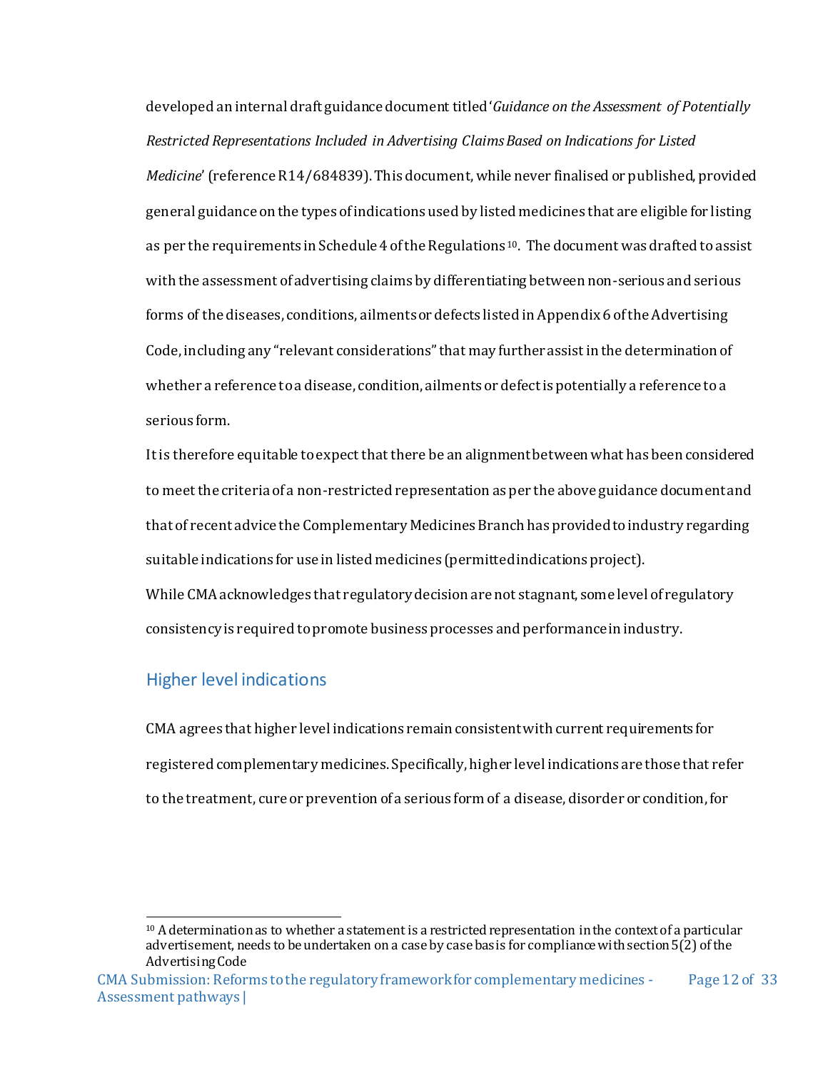developed an internal draft guidance document titled '*Guidance on the Assessment of Potentially Restricted Representations Included in Advertising Claims Based on Indications for Listed Medicine*' (reference R14/684839). This document, while never finalised or published, provided general guidance on the types of indications used by listed medicines that are eligible for listing as per the requirements in Schedule 4 of the Regulations[10]. The document was drafted to assist with the assessment of advertising claims by differentiating between non-serious and serious forms of the diseases, conditions, ailments or defects listed in Appendix 6 of the Advertising Code, including any "relevant considerations" that may further assist in the determination of whether a reference to a disease, condition, ailments or defect is potentially a reference to a serious form.

It is therefore equitable to expect that there be an alignment between what has been considered to meet the criteria of a non-restricted representation as per the above guidance document and that of recent advice the Complementary Medicines Branch has provided to industry regarding suitable indications for use in listed medicines (permitted indications project).

While CMA acknowledges that regulatory decision are not stagnant, some level of regulatory consistency is required to promote business processes and performance in industry.

## Higher level indications

CMA agrees that higher level indications remain consistent with current requirements for registered complementary medicines. Specifically, higher level indications are those that refer to the treatment, cure or prevention of a serious form of a disease, disorder or condition, for

[10] A determination as to whether a statement is a restricted representation in the context of a particular advertisement, needs to be undertaken on a case by case basis for compliance with section 5(2) of the Advertising Code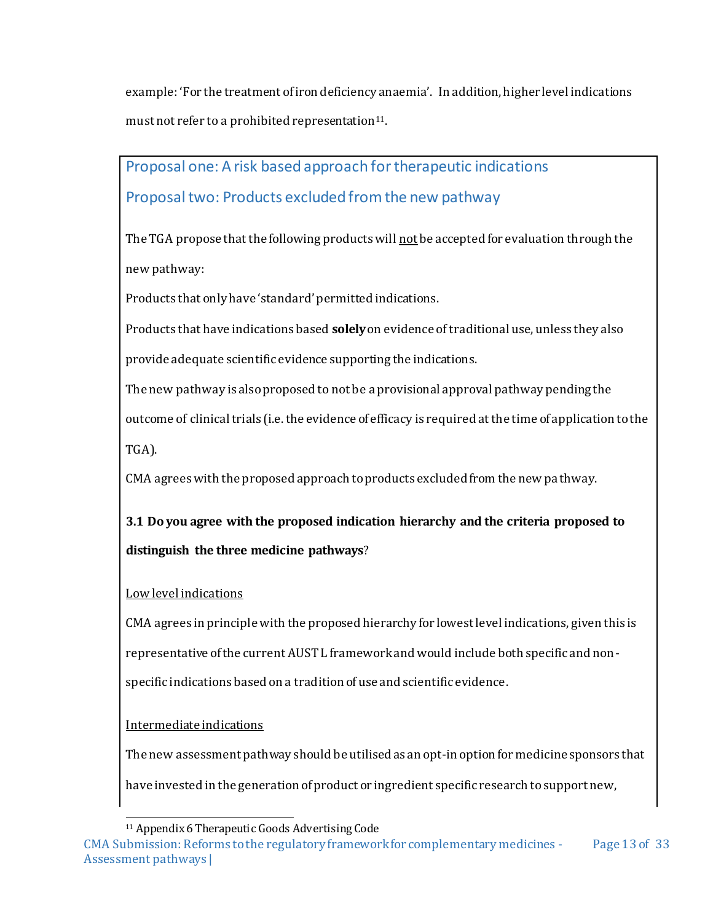example: 'For the treatment of iron deficiency anaemia'. In addition, higher level indications must not refer to a prohibited representation[11].

## Proposal one: A risk based approach for therapeutic indications

## Proposal two: Products excluded from the new pathway

The TGA propose that the following products will not be accepted for evaluation through the new pathway:

Products that only have 'standard' permitted indications.

Products that have indications based **solely** on evidence of traditional use, unless they also provide adequate scientific evidence supporting the indications.

The new pathway is also proposed to not be a provisional approval pathway pending the outcome of clinical trials (i.e. the evidence of efficacy is required at the time of application to the TGA).

CMA agrees with the proposed approach to products excluded from the new pathway.

**3.1 Do you agree with the proposed indication hierarchy and the criteria proposed to distinguish the three medicine pathways**?

Low level indications

CMA agrees in principle with the proposed hierarchy for lowest level indications, given this is representative of the current AUST L framework and would include both specific and non-specific indications based on a tradition of use and scientific evidence.

Intermediate indications

The new assessment pathway should be utilised as an opt-in option for medicine sponsors that have invested in the generation of product or ingredient specific research to support new,

[11] Appendix 6 Therapeutic Goods Advertising Code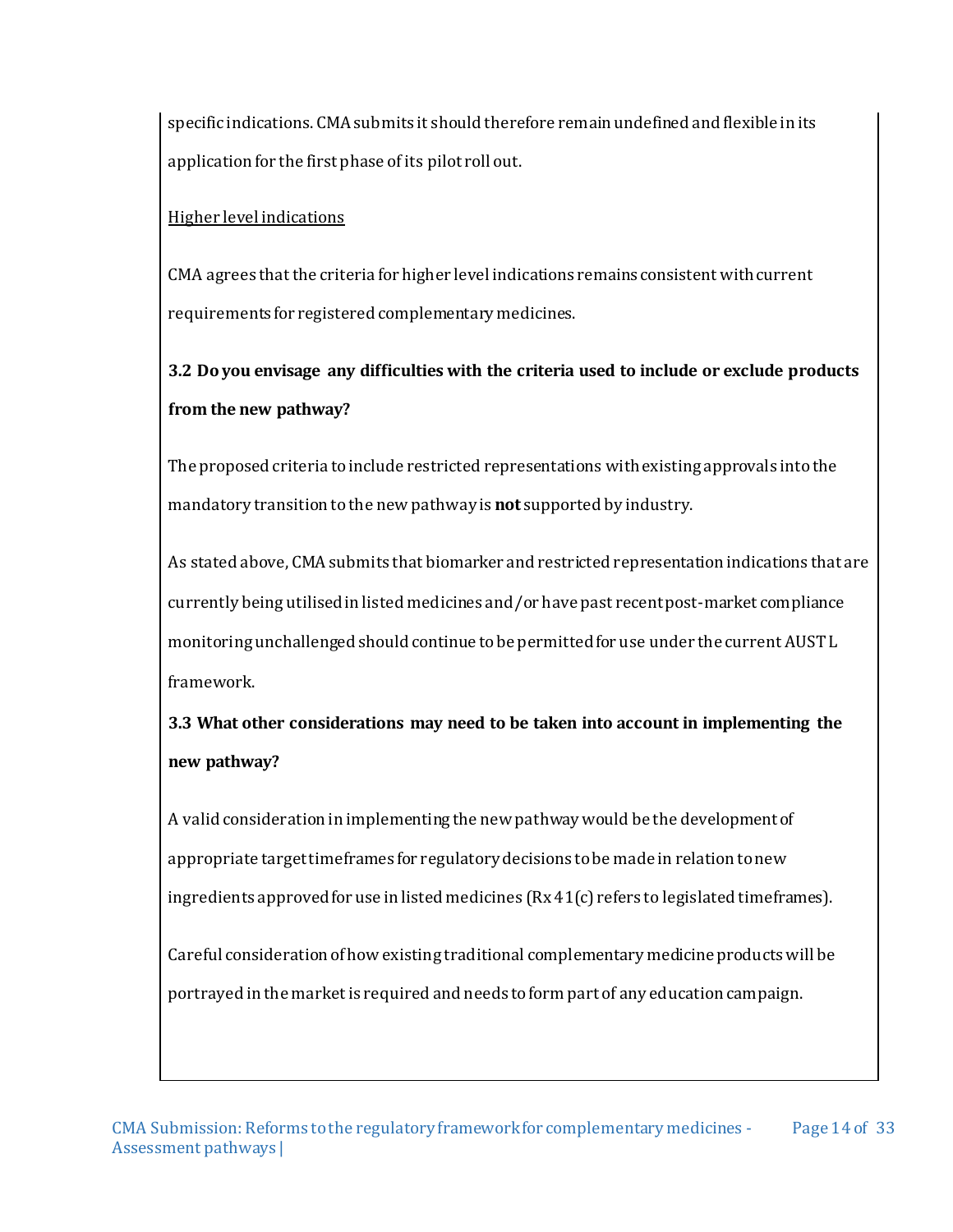specific indications. CMA submits it should therefore remain undefined and flexible in its application for the first phase of its pilot roll out.

<u>Higher level indications</u>

CMA agrees that the criteria for higher level indications remains consistent with current requirements for registered complementary medicines.

**3.2 Do you envisage any difficulties with the criteria used to include or exclude products from the new pathway?**

The proposed criteria to include restricted representations with existing approvals into the mandatory transition to the new pathway is **not** supported by industry.

As stated above, CMA submits that biomarker and restricted representation indications that are currently being utilised in listed medicines and/or have past recent post-market compliance monitoring unchallenged should continue to be permitted for use under the current AUST L framework.

**3.3 What other considerations may need to be taken into account in implementing the new pathway?**

A valid consideration in implementing the new pathway would be the development of appropriate target timeframes for regulatory decisions to be made in relation to new ingredients approved for use in listed medicines (Rx 41(c) refers to legislated timeframes).

Careful consideration of how existing traditional complementary medicine products will be portrayed in the market is required and needs to form part of any education campaign.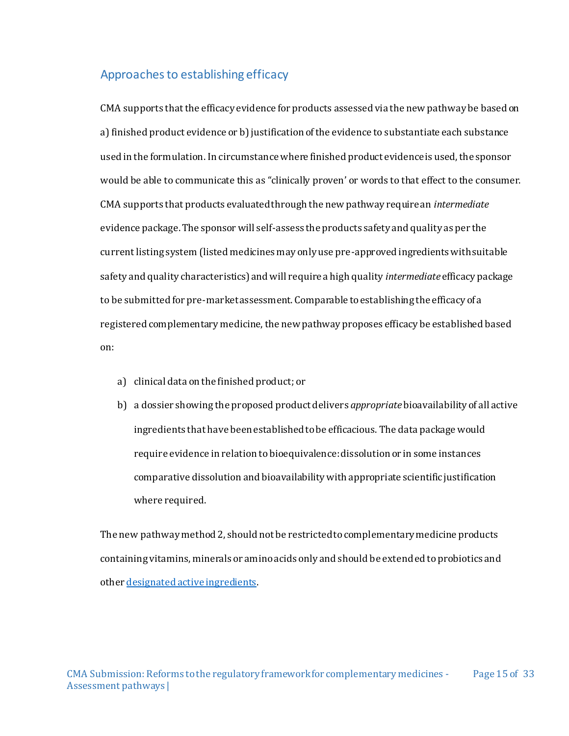## Approaches to establishing efficacy

CMA supports that the efficacy evidence for products assessed via the new pathway be based on a) finished product evidence or b) justification of the evidence to substantiate each substance used in the formulation. In circumstance where finished product evidence is used, the sponsor would be able to communicate this as "clinically proven' or words to that effect to the consumer. CMA supports that products evaluated through the new pathway require an *intermediate* evidence package. The sponsor will self-assess the products safety and quality as per the current listing system (listed medicines may only use pre-approved ingredients with suitable safety and quality characteristics) and will require a high quality *intermediate* efficacy package to be submitted for pre-market assessment. Comparable to establishing the efficacy of a registered complementary medicine, the new pathway proposes efficacy be established based on:

a) clinical data on the finished product; or
b) a dossier showing the proposed product delivers *appropriate* bioavailability of all active ingredients that have been established to be efficacious. The data package would require evidence in relation to bioequivalence: dissolution or in some instances comparative dissolution and bioavailability with appropriate scientific justification where required.

The new pathway method 2, should not be restricted to complementary medicine products containing vitamins, minerals or amino acids only and should be extended to probiotics and other [designated active ingredients](designated active ingredients).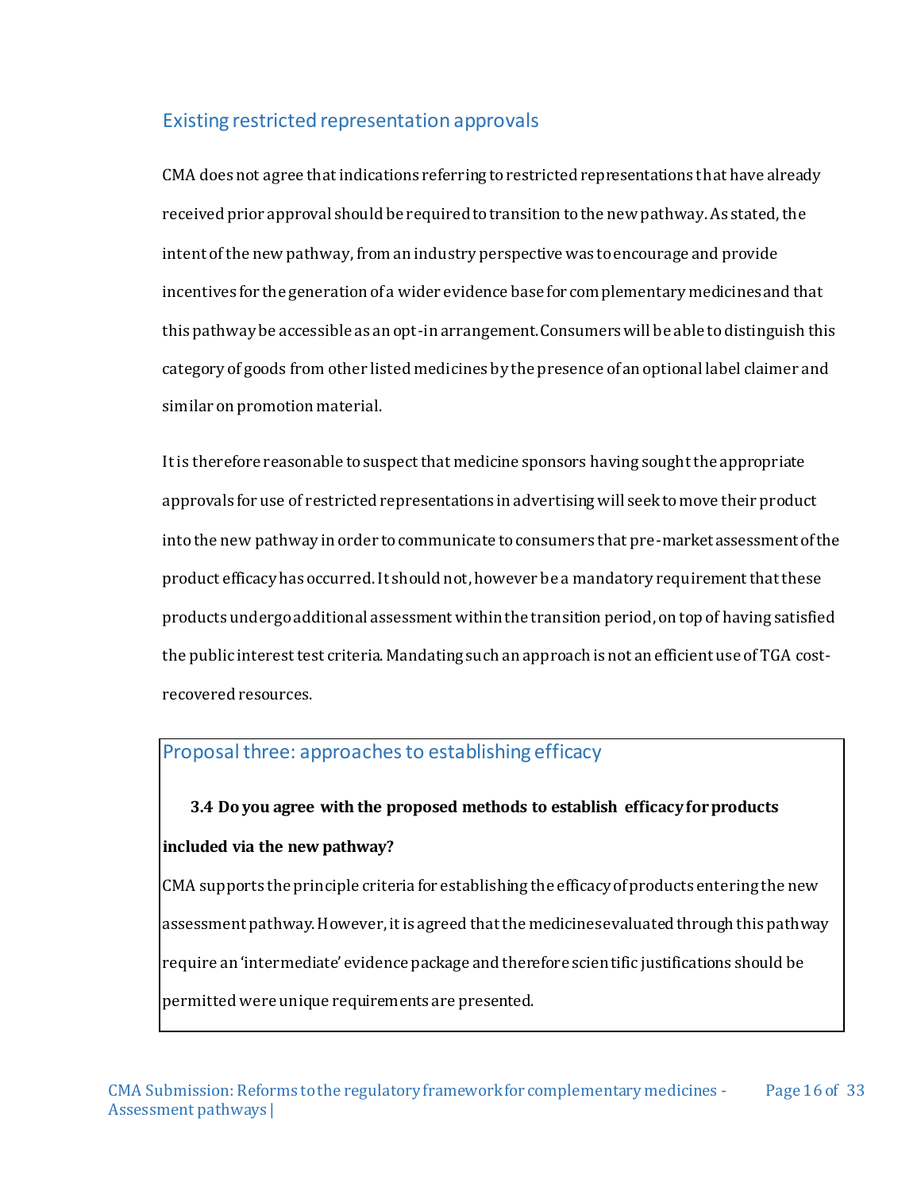## Existing restricted representation approvals

CMA does not agree that indications referring to restricted representations that have already received prior approval should be required to transition to the new pathway. As stated, the intent of the new pathway, from an industry perspective was to encourage and provide incentives for the generation of a wider evidence base for complementary medicines and that this pathway be accessible as an opt-in arrangement. Consumers will be able to distinguish this category of goods from other listed medicines by the presence of an optional label claimer and similar on promotion material.

It is therefore reasonable to suspect that medicine sponsors having sought the appropriate approvals for use of restricted representations in advertising will seek to move their product into the new pathway in order to communicate to consumers that pre-market assessment of the product efficacy has occurred. It should not, however be a mandatory requirement that these products undergo additional assessment within the transition period, on top of having satisfied the public interest test criteria. Mandating such an approach is not an efficient use of TGA cost-recovered resources.

## Proposal three: approaches to establishing efficacy

**3.4 Do you agree with the proposed methods to establish efficacy for products included via the new pathway?**

CMA supports the principle criteria for establishing the efficacy of products entering the new assessment pathway. However, it is agreed that the medicines evaluated through this pathway require an 'intermediate' evidence package and therefore scientific justifications should be permitted were unique requirements are presented.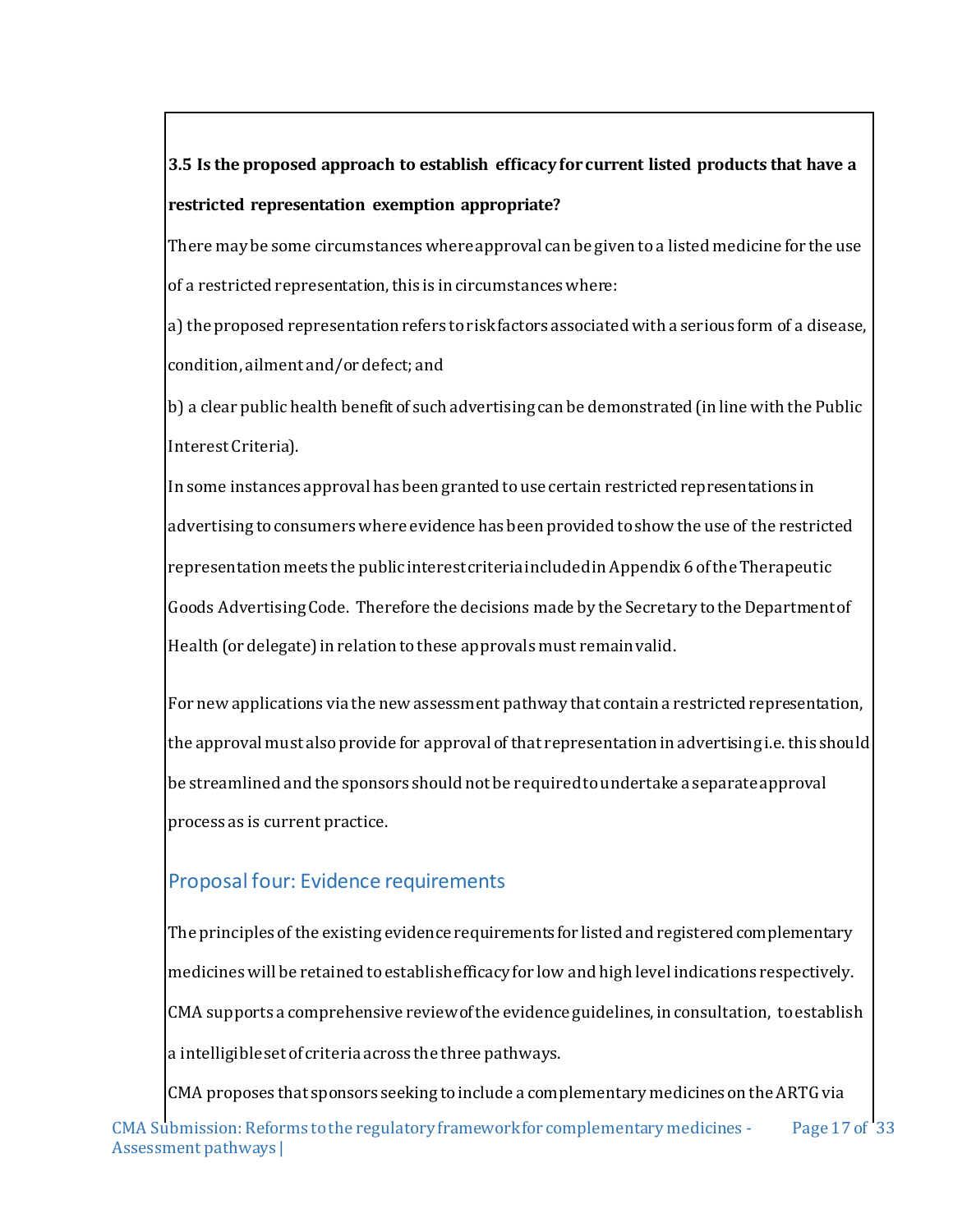**3.5 Is the proposed approach to establish efficacy for current listed products that have a restricted representation exemption appropriate?**

There may be some circumstances where approval can be given to a listed medicine for the use of a restricted representation, this is in circumstances where:

a) the proposed representation refers to risk factors associated with a serious form of a disease, condition, ailment and/or defect; and

b) a clear public health benefit of such advertising can be demonstrated (in line with the Public Interest Criteria).

In some instances approval has been granted to use certain restricted representations in advertising to consumers where evidence has been provided to show the use of the restricted representation meets the public interest criteria included in Appendix 6 of the Therapeutic Goods Advertising Code. Therefore the decisions made by the Secretary to the Department of Health (or delegate) in relation to these approvals must remain valid.

For new applications via the new assessment pathway that contain a restricted representation, the approval must also provide for approval of that representation in advertising i.e. this should be streamlined and the sponsors should not be required to undertake a separate approval process as is current practice.

## Proposal four: Evidence requirements

The principles of the existing evidence requirements for listed and registered complementary medicines will be retained to establish efficacy for low and high level indications respectively. CMA supports a comprehensive review of the evidence guidelines, in consultation, to establish a intelligible set of criteria across the three pathways.

CMA proposes that sponsors seeking to include a complementary medicines on the ARTG via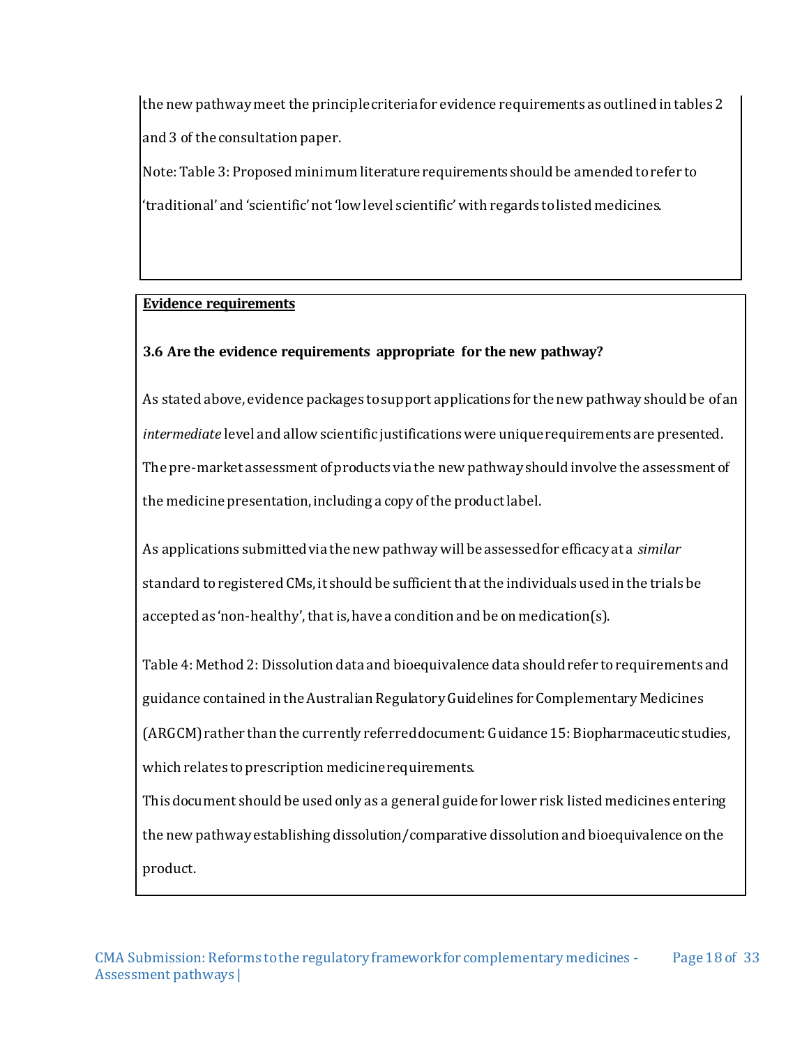the new pathway meet the principle criteria for evidence requirements as outlined in tables 2 and 3 of the consultation paper.

Note: Table 3: Proposed minimum literature requirements should be amended to refer to 'traditional' and 'scientific' not 'low level scientific' with regards to listed medicines.

**Evidence requirements**

**3.6 Are the evidence requirements appropriate for the new pathway?**

As stated above, evidence packages to support applications for the new pathway should be of an *intermediate* level and allow scientific justifications were unique requirements are presented. The pre-market assessment of products via the new pathway should involve the assessment of the medicine presentation, including a copy of the product label.

As applications submitted via the new pathway will be assessed for efficacy at a *similar* standard to registered CMs, it should be sufficient that the individuals used in the trials be accepted as 'non-healthy', that is, have a condition and be on medication(s).

Table 4: Method 2: Dissolution data and bioequivalence data should refer to requirements and guidance contained in the Australian Regulatory Guidelines for Complementary Medicines (ARGCM) rather than the currently referred document: Guidance 15: Biopharmaceutic studies, which relates to prescription medicine requirements.

This document should be used only as a general guide for lower risk listed medicines entering the new pathway establishing dissolution/comparative dissolution and bioequivalence on the product.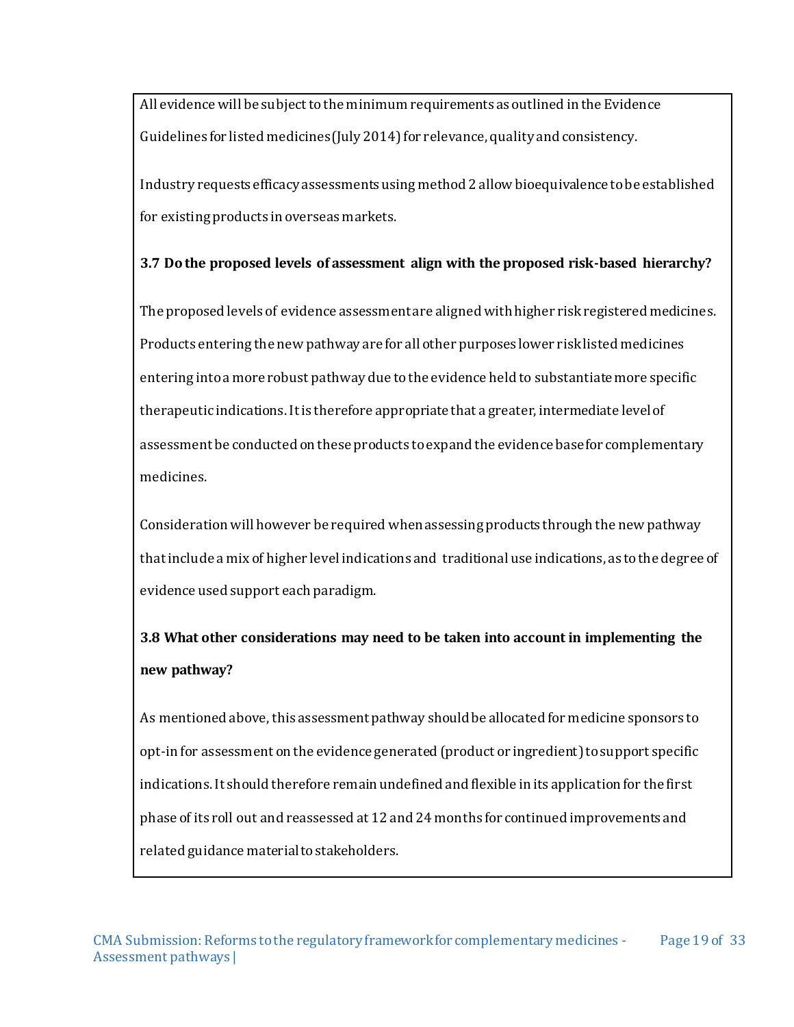All evidence will be subject to the minimum requirements as outlined in the Evidence Guidelines for listed medicines (July 2014) for relevance, quality and consistency.

Industry requests efficacy assessments using method 2 allow bioequivalence to be established for existing products in overseas markets.

**3.7 Do the proposed levels of assessment align with the proposed risk-based hierarchy?**

The proposed levels of evidence assessment are aligned with higher risk registered medicines. Products entering the new pathway are for all other purposes lower risk listed medicines entering into a more robust pathway due to the evidence held to substantiate more specific therapeutic indications. It is therefore appropriate that a greater, intermediate level of assessment be conducted on these products to expand the evidence base for complementary medicines.

Consideration will however be required when assessing products through the new pathway that include a mix of higher level indications and traditional use indications, as to the degree of evidence used support each paradigm.

**3.8 What other considerations may need to be taken into account in implementing the new pathway?**

As mentioned above, this assessment pathway should be allocated for medicine sponsors to opt-in for assessment on the evidence generated (product or ingredient) to support specific indications. It should therefore remain undefined and flexible in its application for the first phase of its roll out and reassessed at 12 and 24 months for continued improvements and related guidance material to stakeholders.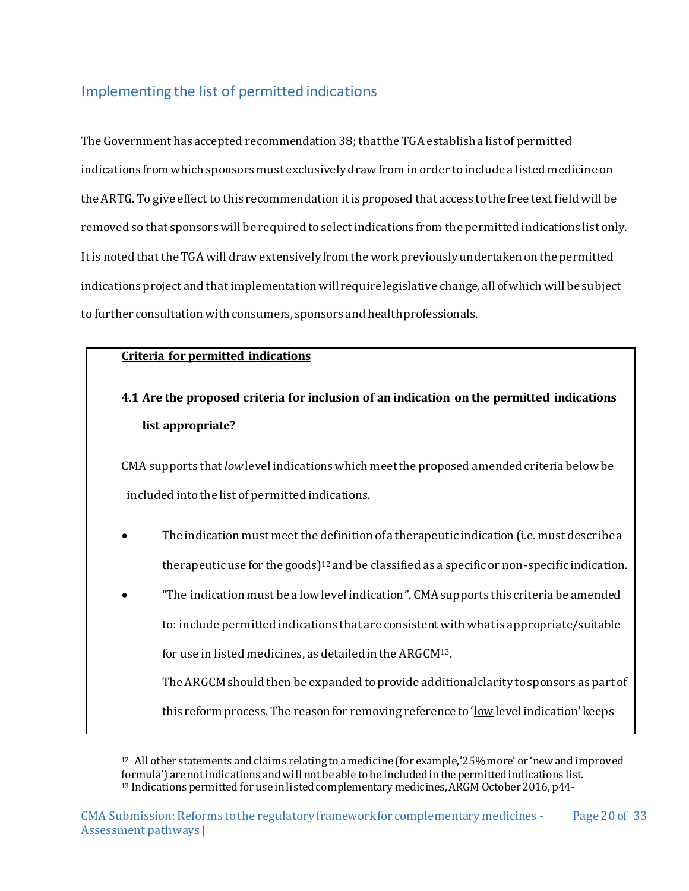## Implementing the list of permitted indications

The Government has accepted recommendation 38; that the TGA establish a list of permitted indications from which sponsors must exclusively draw from in order to include a listed medicine on the ARTG. To give effect to this recommendation it is proposed that access to the free text field will be removed so that sponsors will be required to select indications from the permitted indications list only. It is noted that the TGA will draw extensively from the work previously undertaken on the permitted indications project and that implementation will require legislative change, all of which will be subject to further consultation with consumers, sponsors and health professionals.

**Criteria for permitted indications**

**4.1 Are the proposed criteria for inclusion of an indication on the permitted indications list appropriate?**

CMA supports that *low* level indications which meet the proposed amended criteria below be included into the list of permitted indications.

- The indication must meet the definition of a therapeutic indication (i.e. must describe a therapeutic use for the goods)[12] and be classified as a specific or non-specific indication.
- "The indication must be a low level indication". CMA supports this criteria be amended to: include permitted indications that are consistent with what is appropriate/suitable for use in listed medicines, as detailed in the ARGCM[13].

  The ARGCM should then be expanded to provide additional clarity to sponsors as part of this reform process. The reason for removing reference to '<u>low</u> level indication' keeps

---

[12] All other statements and claims relating to a medicine (for example,'25% more' or 'new and improved formula') are not indications and will not be able to be included in the permitted indications list.

[13] Indications permitted for use in listed complementary medicines, ARGM October 2016, p44-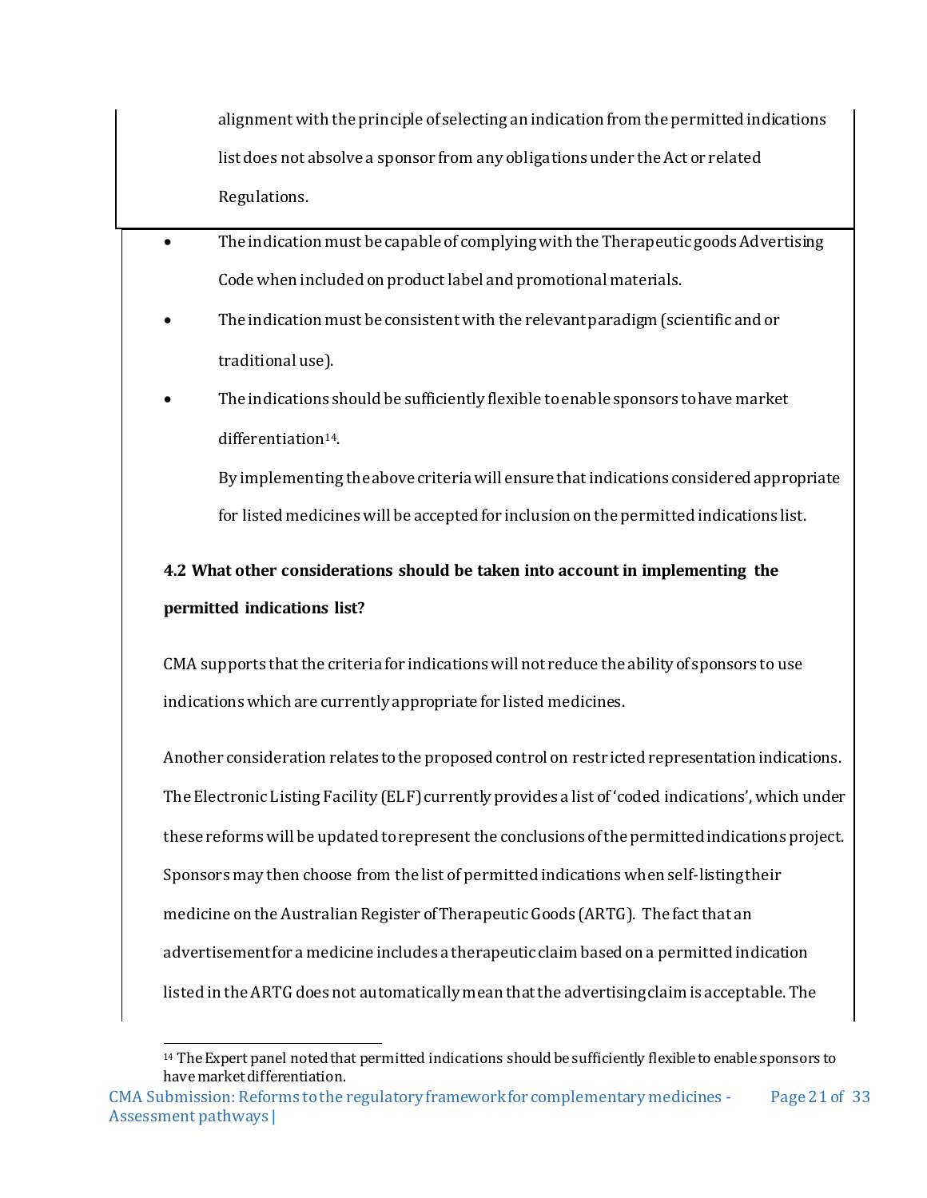alignment with the principle of selecting an indication from the permitted indications list does not absolve a sponsor from any obligations under the Act or related Regulations.

- The indication must be capable of complying with the Therapeutic goods Advertising Code when included on product label and promotional materials.
- The indication must be consistent with the relevant paradigm (scientific and or traditional use).
- The indications should be sufficiently flexible to enable sponsors to have market differentiation[14].

  By implementing the above criteria will ensure that indications considered appropriate for listed medicines will be accepted for inclusion on the permitted indications list.

**4.2 What other considerations should be taken into account in implementing the permitted indications list?**

CMA supports that the criteria for indications will not reduce the ability of sponsors to use indications which are currently appropriate for listed medicines.

Another consideration relates to the proposed control on restricted representation indications. The Electronic Listing Facility (ELF) currently provides a list of 'coded indications', which under these reforms will be updated to represent the conclusions of the permitted indications project. Sponsors may then choose from the list of permitted indications when self-listing their medicine on the Australian Register of Therapeutic Goods (ARTG). The fact that an advertisement for a medicine includes a therapeutic claim based on a permitted indication listed in the ARTG does not automatically mean that the advertising claim is acceptable. The

[14] The Expert panel noted that permitted indications should be sufficiently flexible to enable sponsors to have market differentiation.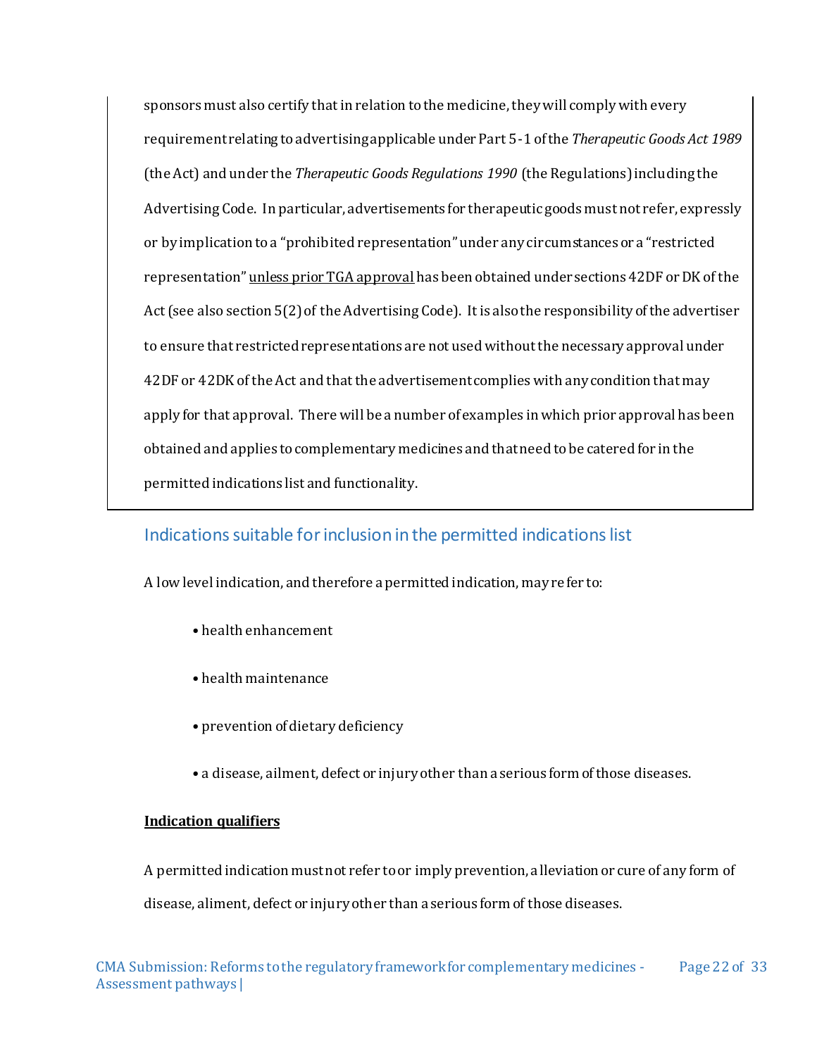sponsors must also certify that in relation to the medicine, they will comply with every requirement relating to advertising applicable under Part 5-1 of the *Therapeutic Goods Act 1989* (the Act) and under the *Therapeutic Goods Regulations 1990* (the Regulations) including the Advertising Code. In particular, advertisements for therapeutic goods must not refer, expressly or by implication to a "prohibited representation" under any circumstances or a "restricted representation" <u>unless prior TGA approval</u> has been obtained under sections 42DF or DK of the Act (see also section 5(2) of the Advertising Code). It is also the responsibility of the advertiser to ensure that restricted representations are not used without the necessary approval under 42DF or 42DK of the Act and that the advertisement complies with any condition that may apply for that approval. There will be a number of examples in which prior approval has been obtained and applies to complementary medicines and that need to be catered for in the permitted indications list and functionality.

## Indications suitable for inclusion in the permitted indications list

A low level indication, and therefore a permitted indication, may refer to:

- health enhancement
- health maintenance
- prevention of dietary deficiency
- a disease, ailment, defect or injury other than a serious form of those diseases.

**<u>Indication qualifiers</u>**

A permitted indication must not refer to or imply prevention, alleviation or cure of any form of disease, aliment, defect or injury other than a serious form of those diseases.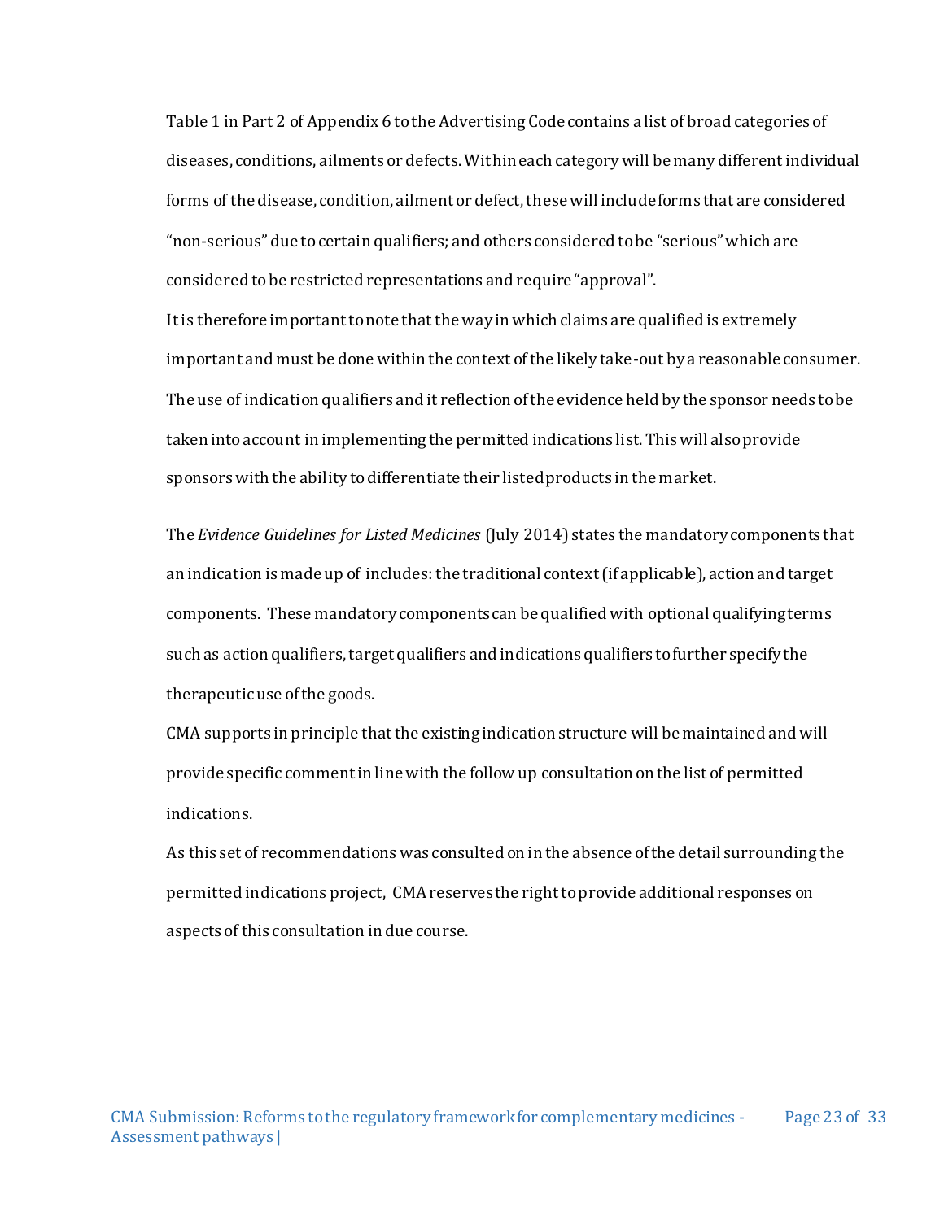Table 1 in Part 2 of Appendix 6 to the Advertising Code contains a list of broad categories of diseases, conditions, ailments or defects. Within each category will be many different individual forms of the disease, condition, ailment or defect, these will include forms that are considered "non-serious" due to certain qualifiers; and others considered to be "serious" which are considered to be restricted representations and require "approval".

It is therefore important to note that the way in which claims are qualified is extremely important and must be done within the context of the likely take-out by a reasonable consumer. The use of indication qualifiers and it reflection of the evidence held by the sponsor needs to be taken into account in implementing the permitted indications list. This will also provide sponsors with the ability to differentiate their listed products in the market.

The *Evidence Guidelines for Listed Medicines* (July 2014) states the mandatory components that an indication is made up of includes: the traditional context (if applicable), action and target components. These mandatory components can be qualified with optional qualifying terms such as action qualifiers, target qualifiers and indications qualifiers to further specify the therapeutic use of the goods.

CMA supports in principle that the existing indication structure will be maintained and will provide specific comment in line with the follow up consultation on the list of permitted indications.

As this set of recommendations was consulted on in the absence of the detail surrounding the permitted indications project, CMA reserves the right to provide additional responses on aspects of this consultation in due course.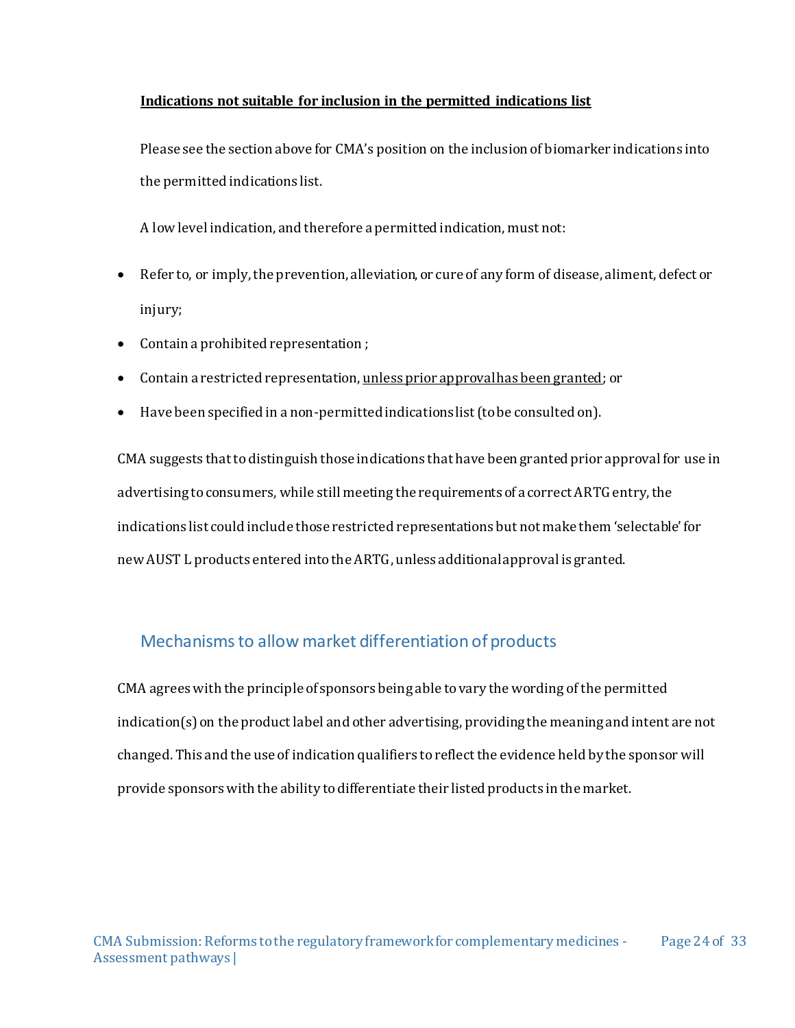**<u>Indications not suitable for inclusion in the permitted indications list</u>**

Please see the section above for CMA's position on the inclusion of biomarker indications into the permitted indications list.

A low level indication, and therefore a permitted indication, must not:

- Refer to, or imply, the prevention, alleviation, or cure of any form of disease, aliment, defect or injury;
- Contain a prohibited representation ;
- Contain a restricted representation, <u>unless prior approval has been granted</u>; or
- Have been specified in a non-permitted indications list (to be consulted on).

CMA suggests that to distinguish those indications that have been granted prior approval for use in advertising to consumers, while still meeting the requirements of a correct ARTG entry, the indications list could include those restricted representations but not make them 'selectable' for new AUST L products entered into the ARTG, unless additional approval is granted.

## Mechanisms to allow market differentiation of products

CMA agrees with the principle of sponsors being able to vary the wording of the permitted indication(s) on the product label and other advertising, providing the meaning and intent are not changed. This and the use of indication qualifiers to reflect the evidence held by the sponsor will provide sponsors with the ability to differentiate their listed products in the market.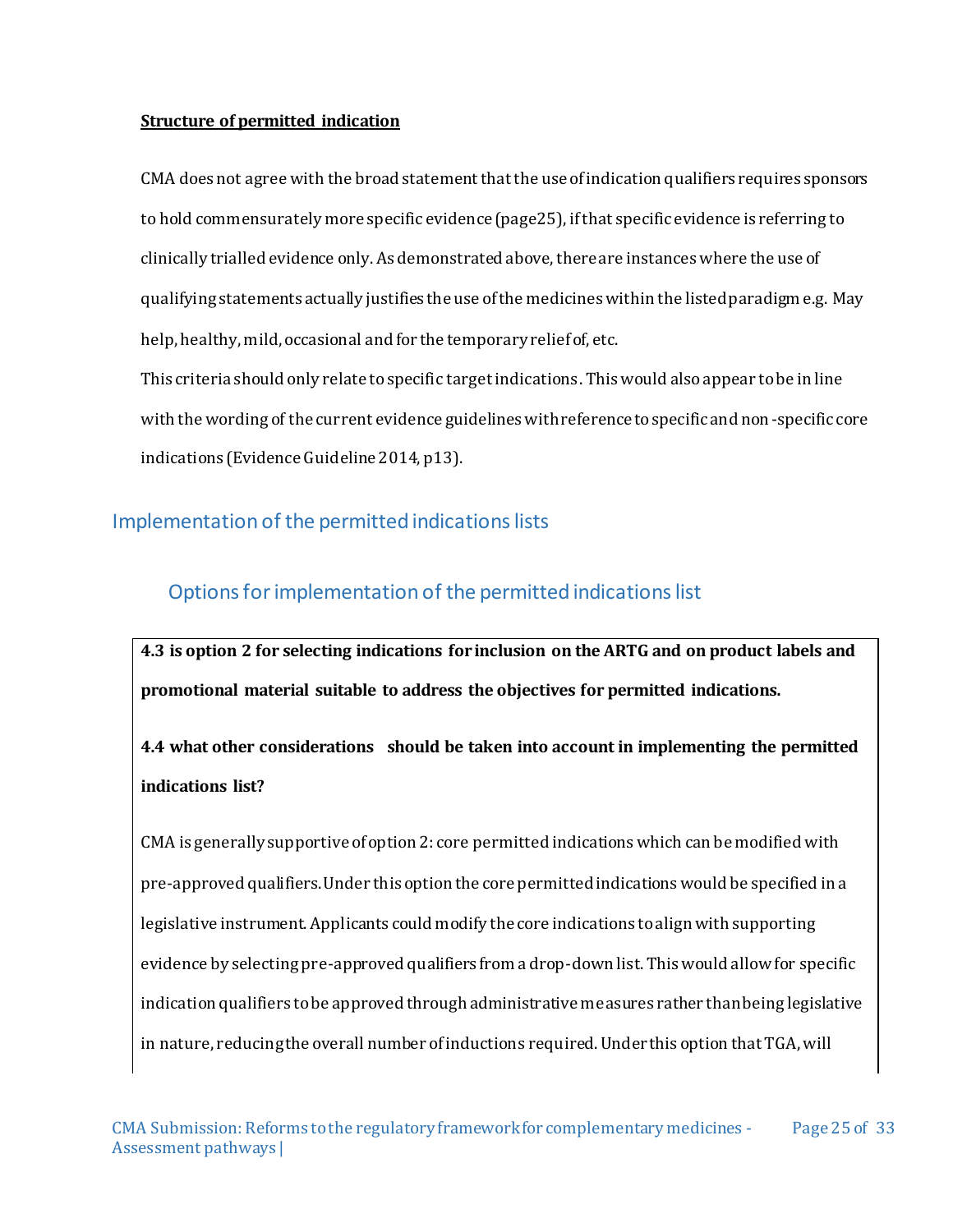**Structure of permitted indication**

CMA does not agree with the broad statement that the use of indication qualifiers requires sponsors to hold commensurately more specific evidence (page25), if that specific evidence is referring to clinically trialled evidence only. As demonstrated above, there are instances where the use of qualifying statements actually justifies the use of the medicines within the listed paradigm e.g. May help, healthy, mild, occasional and for the temporary relief of, etc.

This criteria should only relate to specific target indications. This would also appear to be in line with the wording of the current evidence guidelines with reference to specific and non-specific core indications (Evidence Guideline 2014, p13).

## Implementation of the permitted indications lists

### Options for implementation of the permitted indications list

**4.3 is option 2 for selecting indications for inclusion on the ARTG and on product labels and promotional material suitable to address the objectives for permitted indications.**

**4.4 what other considerations should be taken into account in implementing the permitted indications list?**

CMA is generally supportive of option 2: core permitted indications which can be modified with pre-approved qualifiers. Under this option the core permitted indications would be specified in a legislative instrument. Applicants could modify the core indications to align with supporting evidence by selecting pre-approved qualifiers from a drop-down list. This would allow for specific indication qualifiers to be approved through administrative measures rather than being legislative in nature, reducing the overall number of inductions required. Under this option that TGA, will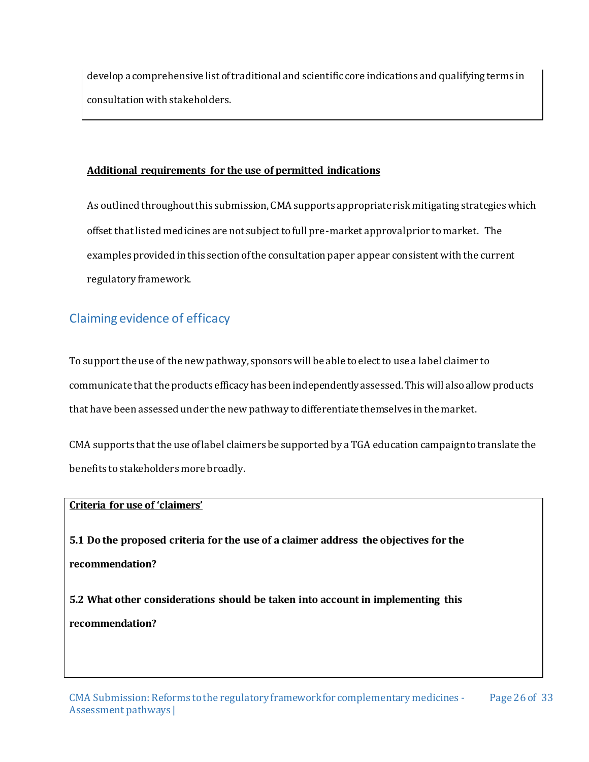develop a comprehensive list of traditional and scientific core indications and qualifying terms in consultation with stakeholders.

**Additional requirements for the use of permitted indications**

As outlined throughout this submission, CMA supports appropriate risk mitigating strategies which offset that listed medicines are not subject to full pre-market approval prior to market. The examples provided in this section of the consultation paper appear consistent with the current regulatory framework.

## Claiming evidence of efficacy

To support the use of the new pathway, sponsors will be able to elect to use a label claimer to communicate that the products efficacy has been independently assessed. This will also allow products that have been assessed under the new pathway to differentiate themselves in the market.

CMA supports that the use of label claimers be supported by a TGA education campaign to translate the benefits to stakeholders more broadly.

**Criteria for use of 'claimers'**

**5.1 Do the proposed criteria for the use of a claimer address the objectives for the recommendation?**

**5.2 What other considerations should be taken into account in implementing this recommendation?**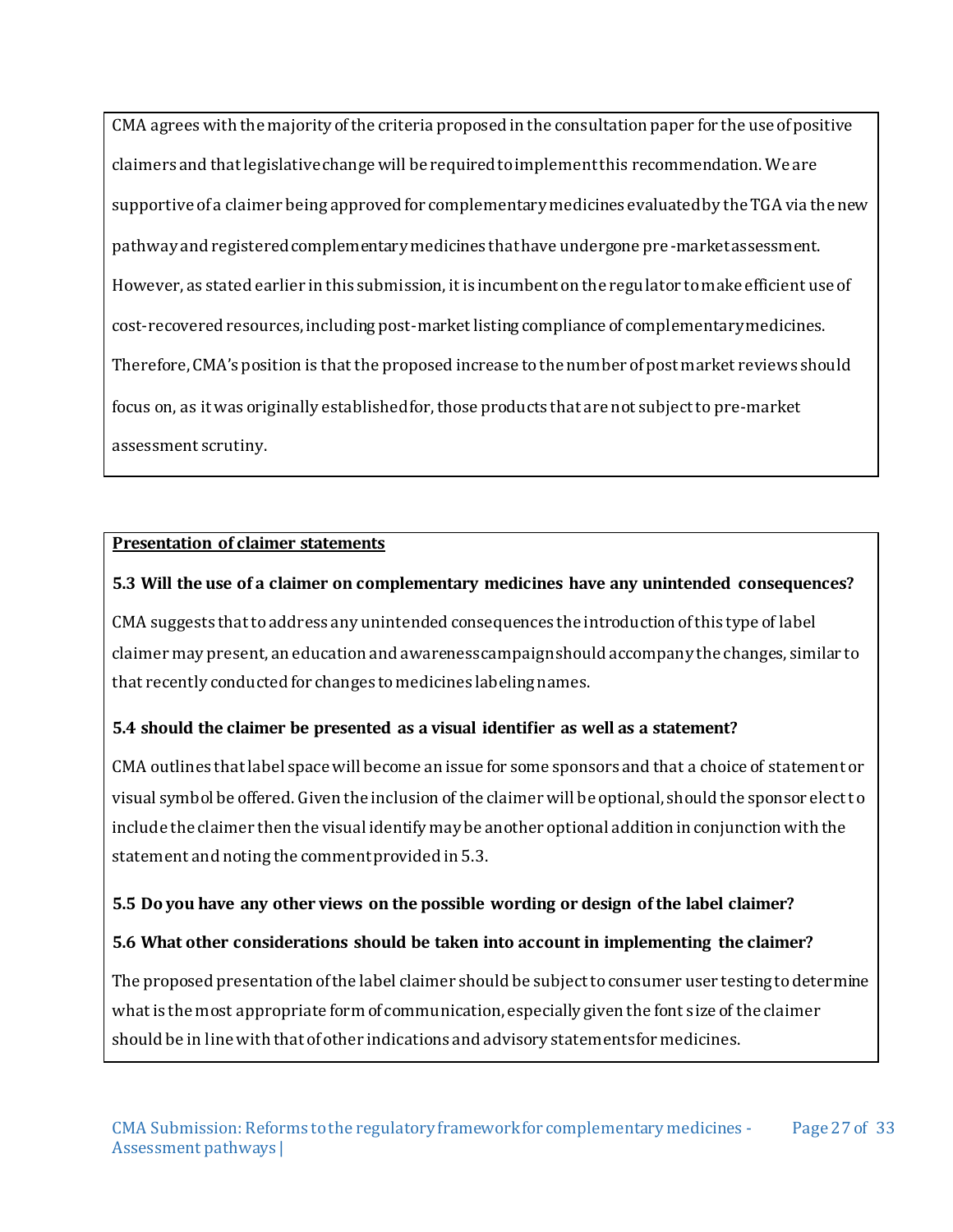CMA agrees with the majority of the criteria proposed in the consultation paper for the use of positive claimers and that legislative change will be required to implement this recommendation. We are supportive of a claimer being approved for complementary medicines evaluated by the TGA via the new pathway and registered complementary medicines that have undergone pre-market assessment. However, as stated earlier in this submission, it is incumbent on the regulator to make efficient use of cost-recovered resources, including post-market listing compliance of complementary medicines. Therefore, CMA's position is that the proposed increase to the number of post market reviews should focus on, as it was originally established for, those products that are not subject to pre-market assessment scrutiny.

**Presentation of claimer statements**

**5.3 Will the use of a claimer on complementary medicines have any unintended consequences?**

CMA suggests that to address any unintended consequences the introduction of this type of label claimer may present, an education and awareness campaign should accompany the changes, similar to that recently conducted for changes to medicines labeling names.

**5.4 should the claimer be presented as a visual identifier as well as a statement?**

CMA outlines that label space will become an issue for some sponsors and that a choice of statement or visual symbol be offered. Given the inclusion of the claimer will be optional, should the sponsor elect to include the claimer then the visual identify may be another optional addition in conjunction with the statement and noting the comment provided in 5.3.

**5.5 Do you have any other views on the possible wording or design of the label claimer?**

**5.6 What other considerations should be taken into account in implementing the claimer?**

The proposed presentation of the label claimer should be subject to consumer user testing to determine what is the most appropriate form of communication, especially given the font size of the claimer should be in line with that of other indications and advisory statements for medicines.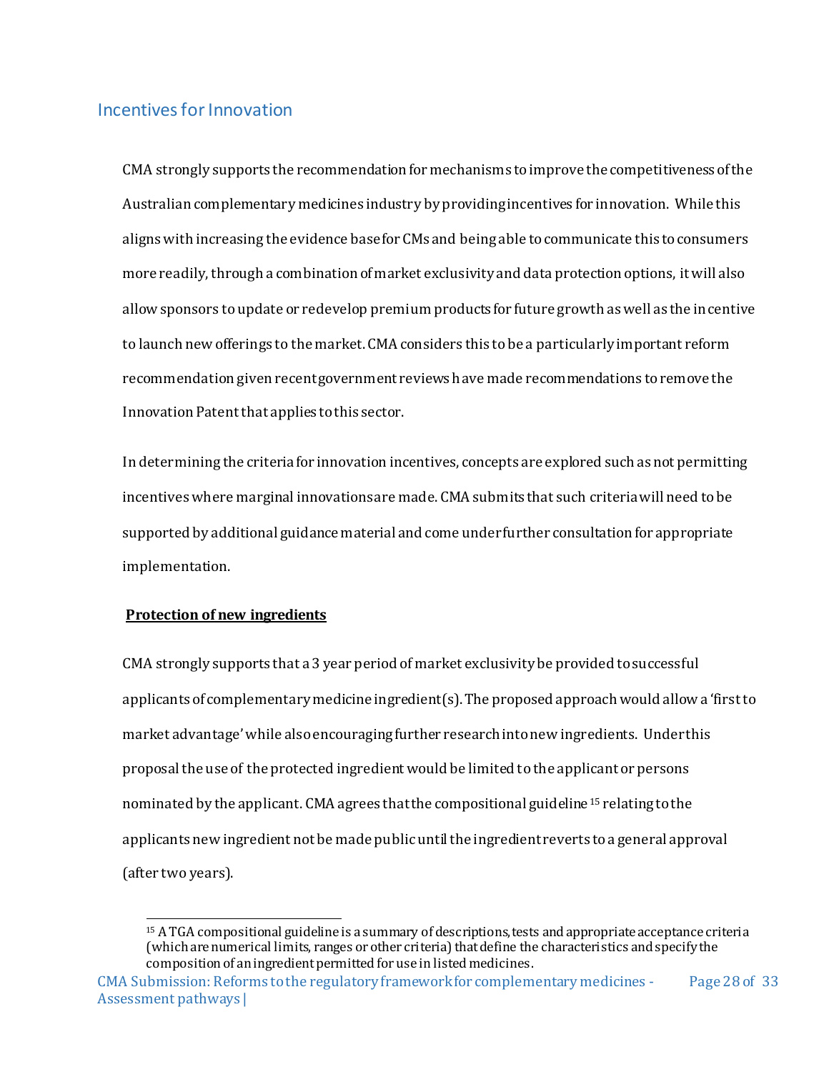## Incentives for Innovation

CMA strongly supports the recommendation for mechanisms to improve the competitiveness of the Australian complementary medicines industry by providing incentives for innovation. While this aligns with increasing the evidence base for CMs and being able to communicate this to consumers more readily, through a combination of market exclusivity and data protection options, it will also allow sponsors to update or redevelop premium products for future growth as well as the incentive to launch new offerings to the market. CMA considers this to be a particularly important reform recommendation given recent government reviews have made recommendations to remove the Innovation Patent that applies to this sector.

In determining the criteria for innovation incentives, concepts are explored such as not permitting incentives where marginal innovations are made. CMA submits that such criteria will need to be supported by additional guidance material and come under further consultation for appropriate implementation.

**Protection of new ingredients**

CMA strongly supports that a 3 year period of market exclusivity be provided to successful applicants of complementary medicine ingredient(s). The proposed approach would allow a 'first to market advantage' while also encouraging further research into new ingredients. Under this proposal the use of the protected ingredient would be limited to the applicant or persons nominated by the applicant. CMA agrees that the compositional guideline [15] relating to the applicants new ingredient not be made public until the ingredient reverts to a general approval (after two years).

[15] A TGA compositional guideline is a summary of descriptions, tests and appropriate acceptance criteria (which are numerical limits, ranges or other criteria) that define the characteristics and specify the composition of an ingredient permitted for use in listed medicines.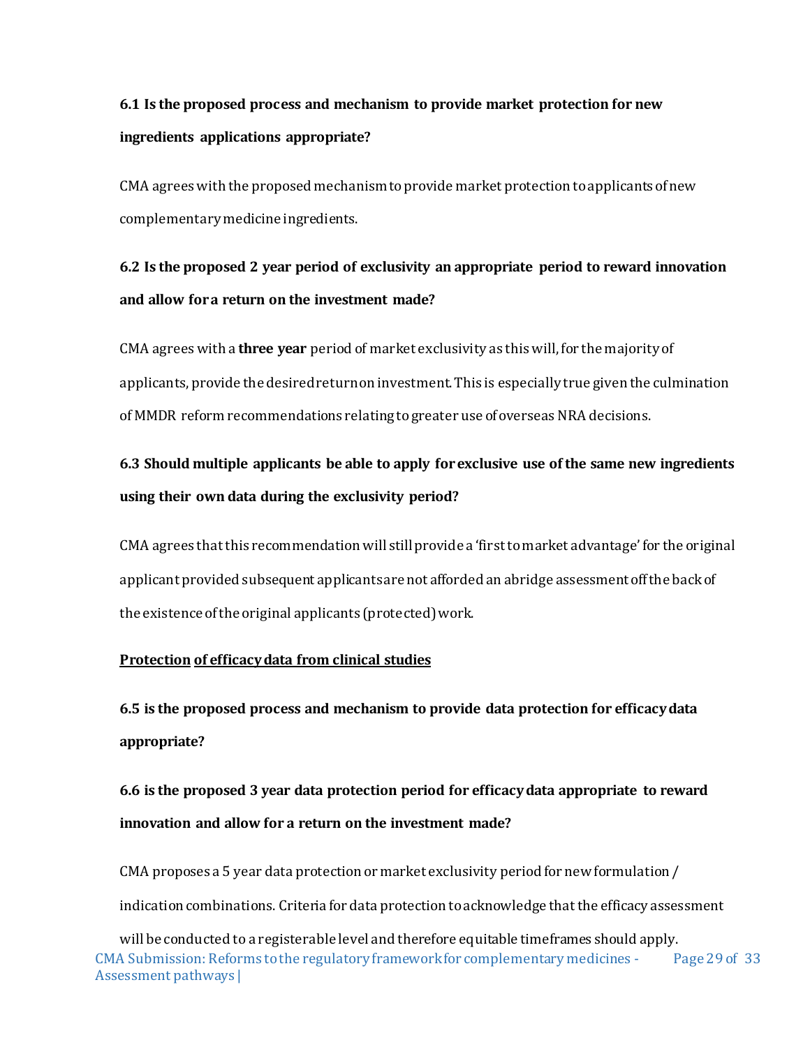**6.1 Is the proposed process and mechanism to provide market protection for new ingredients applications appropriate?**

CMA agrees with the proposed mechanism to provide market protection to applicants of new complementary medicine ingredients.

**6.2 Is the proposed 2 year period of exclusivity an appropriate period to reward innovation and allow for a return on the investment made?**

CMA agrees with a **three year** period of market exclusivity as this will, for the majority of applicants, provide the desired return on investment. This is especially true given the culmination of MMDR reform recommendations relating to greater use of overseas NRA decisions.

**6.3 Should multiple applicants be able to apply for exclusive use of the same new ingredients using their own data during the exclusivity period?**

CMA agrees that this recommendation will still provide a 'first to market advantage' for the original applicant provided subsequent applicants are not afforded an abridge assessment off the back of the existence of the original applicants (protected) work.

**<u>Protection of efficacy data from clinical studies</u>**

**6.5 is the proposed process and mechanism to provide data protection for efficacy data appropriate?**

**6.6 is the proposed 3 year data protection period for efficacy data appropriate to reward innovation and allow for a return on the investment made?**

CMA proposes a 5 year data protection or market exclusivity period for new formulation / indication combinations. Criteria for data protection to acknowledge that the efficacy assessment will be conducted to a registerable level and therefore equitable timeframes should apply.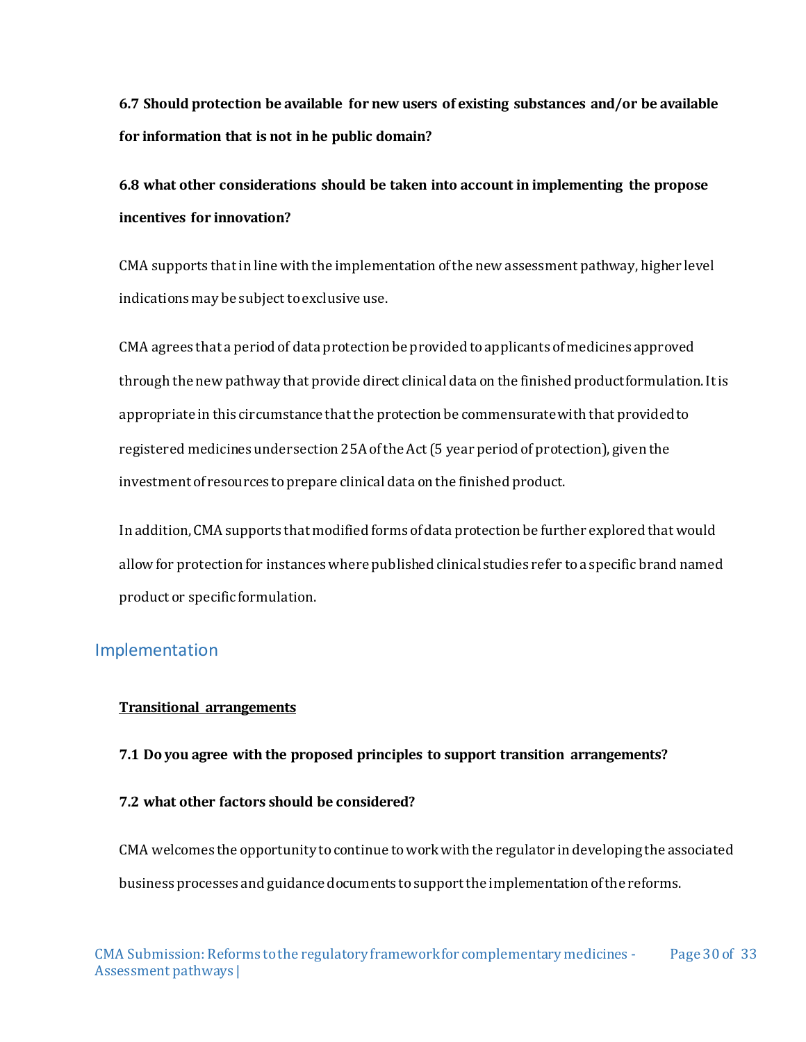**6.7 Should protection be available for new users of existing substances and/or be available for information that is not in he public domain?**

**6.8 what other considerations should be taken into account in implementing the propose incentives for innovation?**

CMA supports that in line with the implementation of the new assessment pathway, higher level indications may be subject to exclusive use.

CMA agrees that a period of data protection be provided to applicants of medicines approved through the new pathway that provide direct clinical data on the finished product formulation. It is appropriate in this circumstance that the protection be commensurate with that provided to registered medicines under section 25A of the Act (5 year period of protection), given the investment of resources to prepare clinical data on the finished product.

In addition, CMA supports that modified forms of data protection be further explored that would allow for protection for instances where published clinical studies refer to a specific brand named product or specific formulation.

## Implementation

**Transitional arrangements**

**7.1 Do you agree with the proposed principles to support transition arrangements?**

**7.2 what other factors should be considered?**

CMA welcomes the opportunity to continue to work with the regulator in developing the associated business processes and guidance documents to support the implementation of the reforms.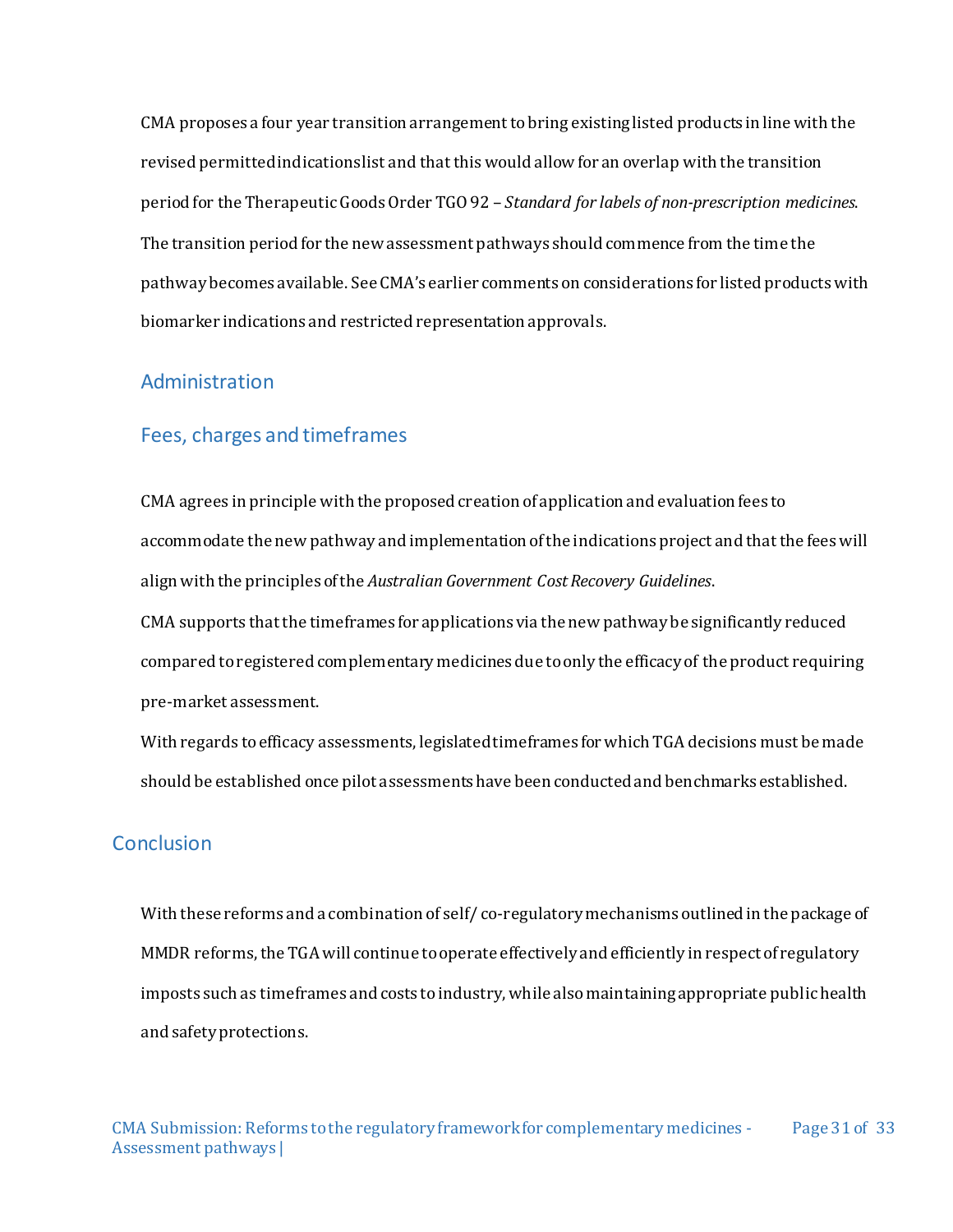CMA proposes a four year transition arrangement to bring existing listed products in line with the revised permitted indications list and that this would allow for an overlap with the transition period for the Therapeutic Goods Order TGO 92 – *Standard for labels of non-prescription medicines*. The transition period for the new assessment pathways should commence from the time the pathway becomes available. See CMA's earlier comments on considerations for listed products with biomarker indications and restricted representation approvals.

### Administration

### Fees, charges and timeframes

CMA agrees in principle with the proposed creation of application and evaluation fees to accommodate the new pathway and implementation of the indications project and that the fees will align with the principles of the *Australian Government Cost Recovery Guidelines*.

CMA supports that the timeframes for applications via the new pathway be significantly reduced compared to registered complementary medicines due to only the efficacy of the product requiring pre-market assessment.

With regards to efficacy assessments, legislated timeframes for which TGA decisions must be made should be established once pilot assessments have been conducted and benchmarks established.

## Conclusion

With these reforms and a combination of self/ co-regulatory mechanisms outlined in the package of MMDR reforms, the TGA will continue to operate effectively and efficiently in respect of regulatory imposts such as timeframes and costs to industry, while also maintaining appropriate public health and safety protections.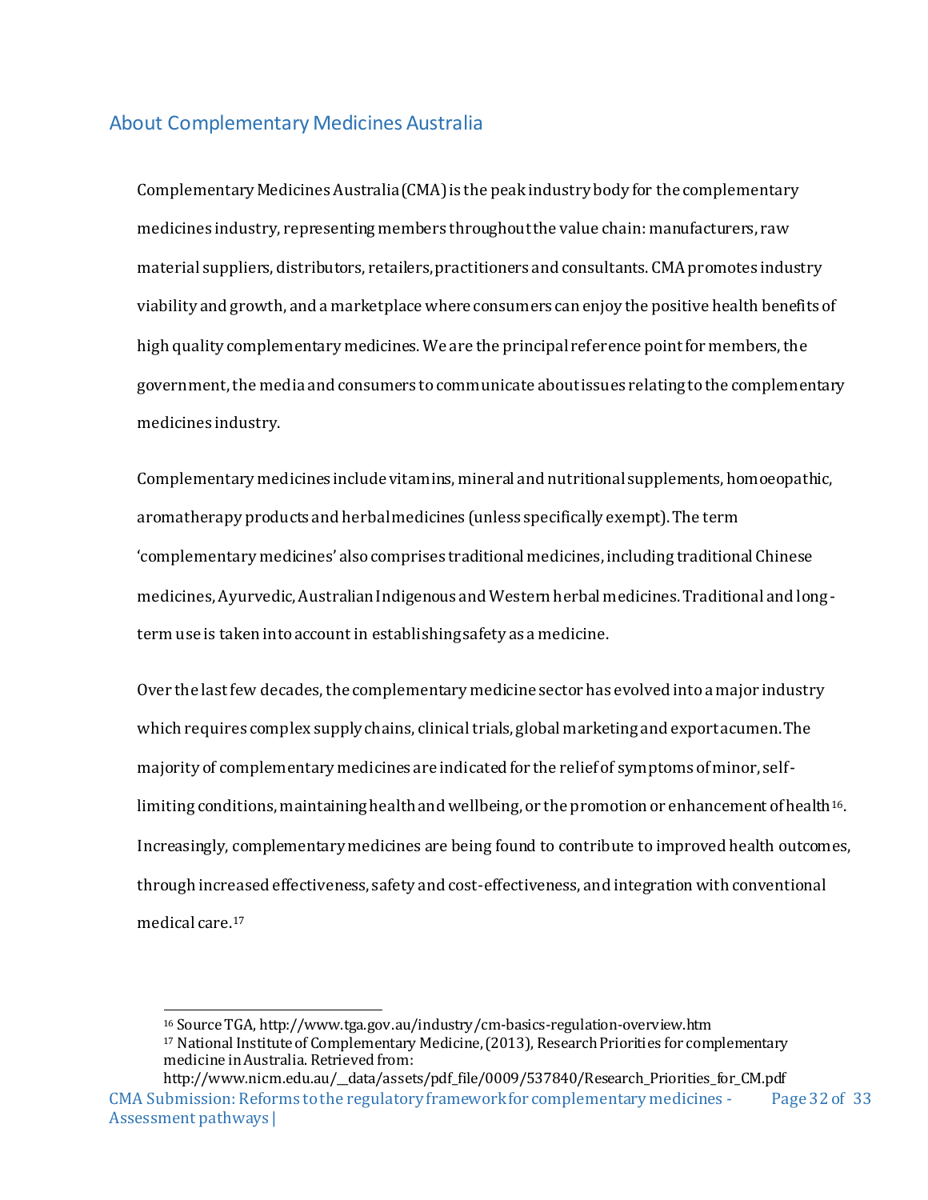## About Complementary Medicines Australia

Complementary Medicines Australia (CMA) is the peak industry body for the complementary medicines industry, representing members throughout the value chain: manufacturers, raw material suppliers, distributors, retailers, practitioners and consultants. CMA promotes industry viability and growth, and a marketplace where consumers can enjoy the positive health benefits of high quality complementary medicines. We are the principal reference point for members, the government, the media and consumers to communicate about issues relating to the complementary medicines industry.

Complementary medicines include vitamins, mineral and nutritional supplements, homoeopathic, aromatherapy products and herbal medicines (unless specifically exempt). The term 'complementary medicines' also comprises traditional medicines, including traditional Chinese medicines, Ayurvedic, Australian Indigenous and Western herbal medicines. Traditional and long-term use is taken into account in establishing safety as a medicine.

Over the last few decades, the complementary medicine sector has evolved into a major industry which requires complex supply chains, clinical trials, global marketing and export acumen. The majority of complementary medicines are indicated for the relief of symptoms of minor, self-limiting conditions, maintaining health and wellbeing, or the promotion or enhancement of health[16]. Increasingly, complementary medicines are being found to contribute to improved health outcomes, through increased effectiveness, safety and cost-effectiveness, and integration with conventional medical care.[17]

---

[16] Source TGA, http://www.tga.gov.au/industry/cm-basics-regulation-overview.htm

[17] National Institute of Complementary Medicine, (2013), Research Priorities for complementary medicine in Australia. Retrieved from: http://www.nicm.edu.au/__data/assets/pdf_file/0009/537840/Research_Priorities_for_CM.pdf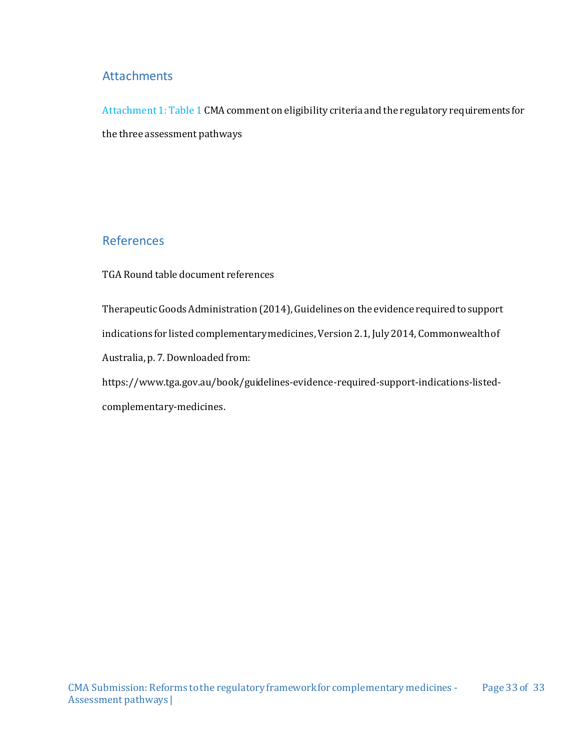## Attachments

Attachment 1: Table 1 CMA comment on eligibility criteria and the regulatory requirements for the three assessment pathways

## References

TGA Round table document references

Therapeutic Goods Administration (2014), Guidelines on the evidence required to support indications for listed complementary medicines, Version 2.1, July 2014, Commonwealth of Australia, p. 7. Downloaded from: https://www.tga.gov.au/book/guidelines-evidence-required-support-indications-listed-complementary-medicines.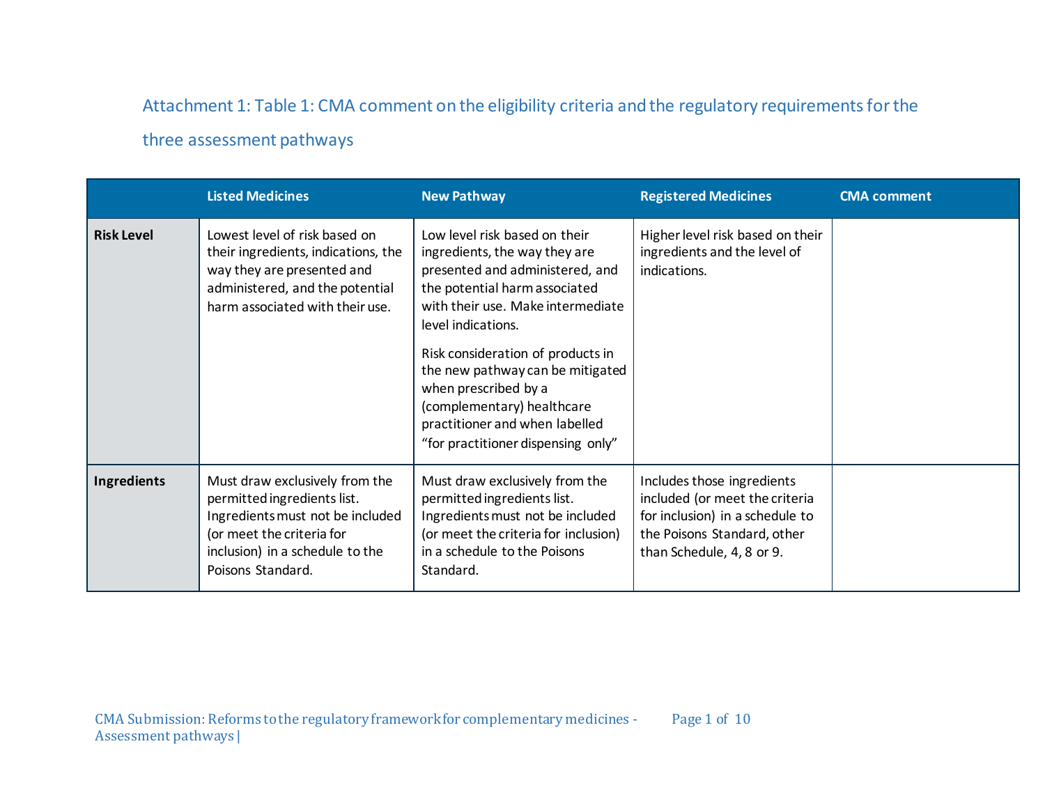## Attachment 1: Table 1: CMA comment on the eligibility criteria and the regulatory requirements for the three assessment pathways

| | Listed Medicines | New Pathway | Registered Medicines | CMA comment |
|---|---|---|---|---|
| **Risk Level** | Lowest level of risk based on their ingredients, indications, the way they are presented and administered, and the potential harm associated with their use. | Low level risk based on their ingredients, the way they are presented and administered, and the potential harm associated with their use. Make intermediate level indications.<br><br>Risk consideration of products in the new pathway can be mitigated when prescribed by a (complementary) healthcare practitioner and when labelled "for practitioner dispensing only" | Higher level risk based on their ingredients and the level of indications. | |
| **Ingredients** | Must draw exclusively from the permitted ingredients list. Ingredients must not be included (or meet the criteria for inclusion) in a schedule to the Poisons Standard. | Must draw exclusively from the permitted ingredients list. Ingredients must not be included (or meet the criteria for inclusion) in a schedule to the Poisons Standard. | Includes those ingredients included (or meet the criteria for inclusion) in a schedule to the Poisons Standard, other than Schedule, 4, 8 or 9. | |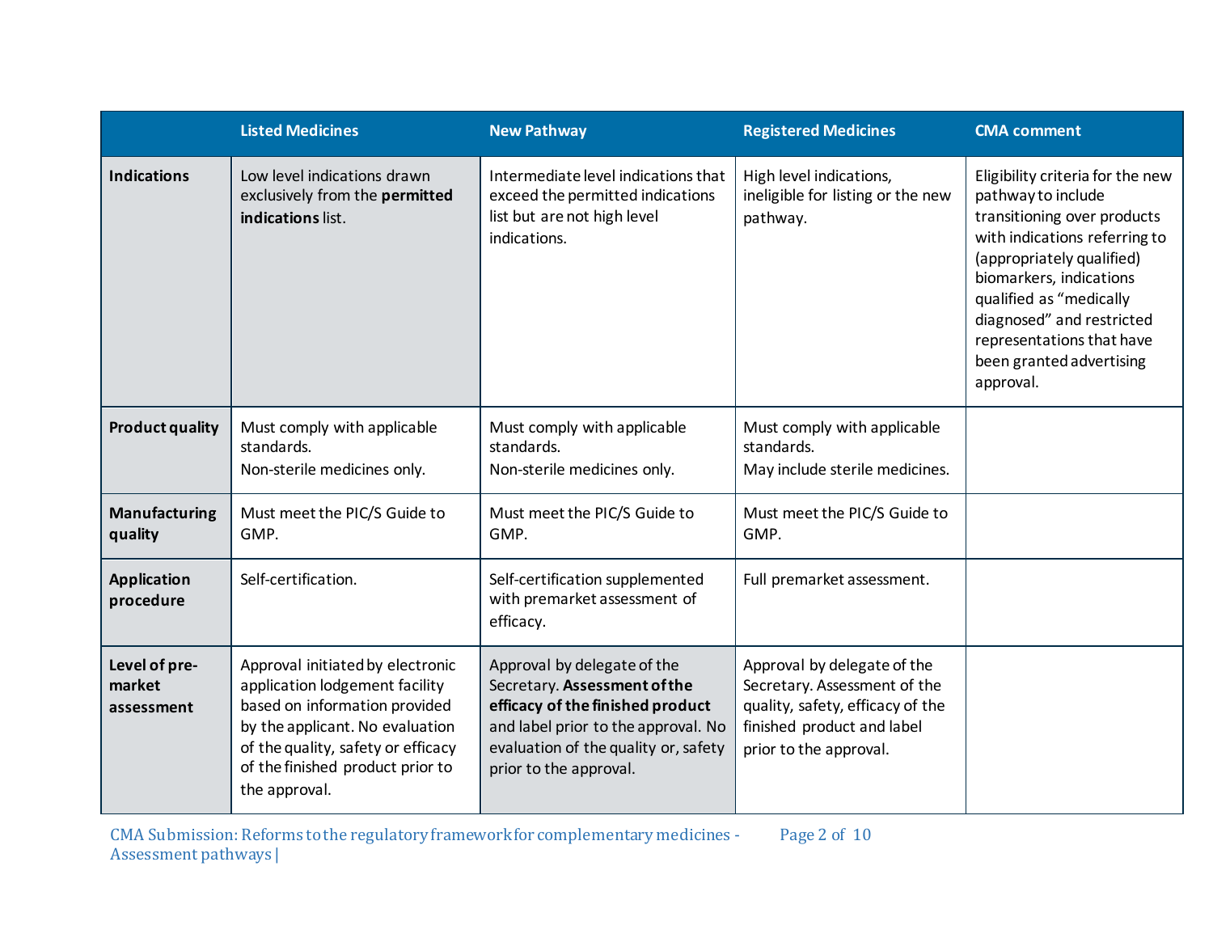| | Listed Medicines | New Pathway | Registered Medicines | CMA comment |
|---|---|---|---|---|
| **Indications** | Low level indications drawn exclusively from the **permitted indications** list. | Intermediate level indications that exceed the permitted indications list but are not high level indications. | High level indications, ineligible for listing or the new pathway. | Eligibility criteria for the new pathway to include transitioning over products with indications referring to (appropriately qualified) biomarkers, indications qualified as "medically diagnosed" and restricted representations that have been granted advertising approval. |
| **Product quality** | Must comply with applicable standards.<br>Non-sterile medicines only. | Must comply with applicable standards.<br>Non-sterile medicines only. | Must comply with applicable standards.<br>May include sterile medicines. | |
| **Manufacturing quality** | Must meet the PIC/S Guide to GMP. | Must meet the PIC/S Guide to GMP. | Must meet the PIC/S Guide to GMP. | |
| **Application procedure** | Self-certification. | Self-certification supplemented with premarket assessment of efficacy. | Full premarket assessment. | |
| **Level of pre-market assessment** | Approval initiated by electronic application lodgement facility based on information provided by the applicant. No evaluation of the quality, safety or efficacy of the finished product prior to the approval. | Approval by delegate of the Secretary. **Assessment of the efficacy of the finished product** and label prior to the approval. No evaluation of the quality or, safety prior to the approval. | Approval by delegate of the Secretary. Assessment of the quality, safety, efficacy of the finished product and label prior to the approval. | |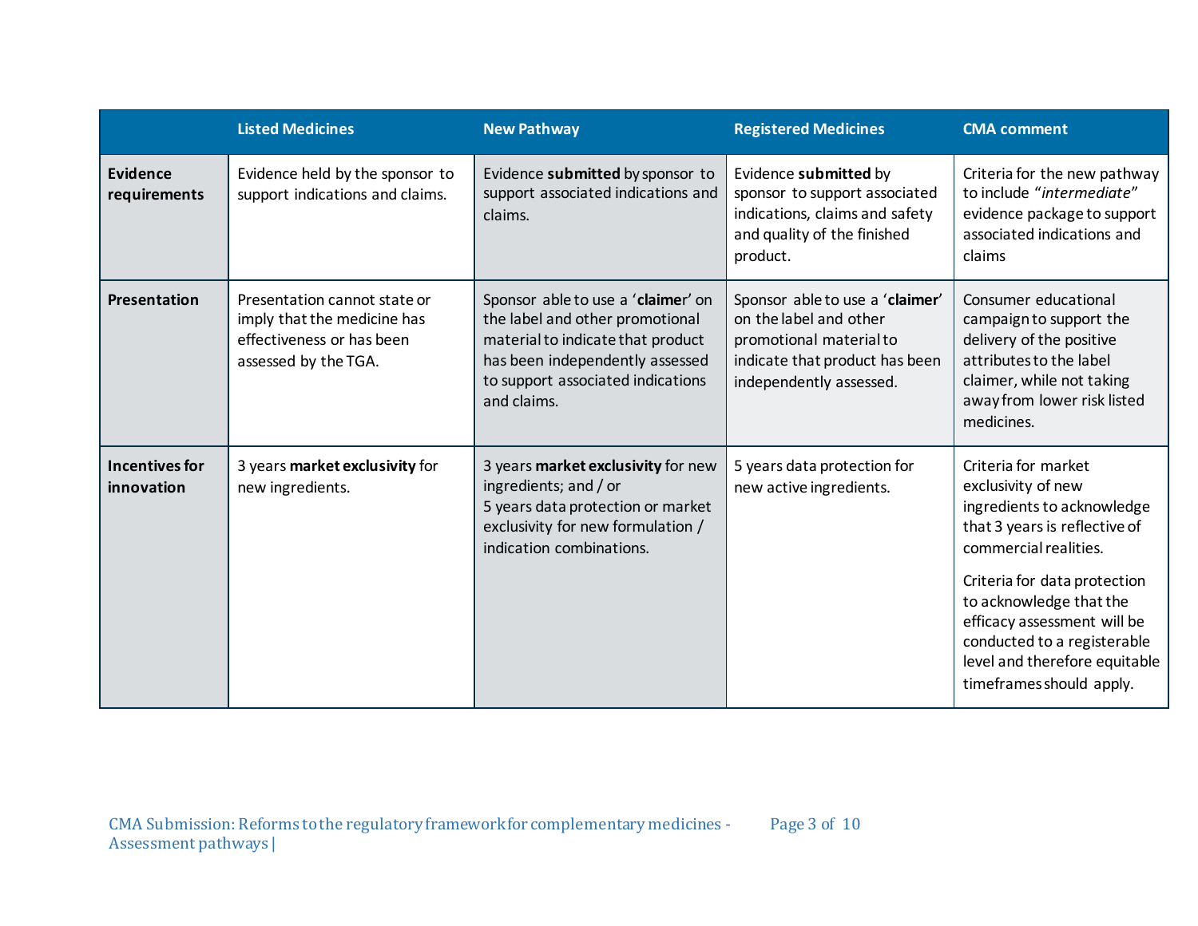| | Listed Medicines | New Pathway | Registered Medicines | CMA comment |
|---|---|---|---|---|
| **Evidence requirements** | Evidence held by the sponsor to support indications and claims. | Evidence **submitted** by sponsor to support associated indications and claims. | Evidence **submitted** by sponsor to support associated indications, claims and safety and quality of the finished product. | Criteria for the new pathway to include "*intermediate*" evidence package to support associated indications and claims |
| **Presentation** | Presentation cannot state or imply that the medicine has effectiveness or has been assessed by the TGA. | Sponsor able to use a '**claime**r' on the label and other promotional material to indicate that product has been independently assessed to support associated indications and claims. | Sponsor able to use a '**claimer**' on the label and other promotional material to indicate that product has been independently assessed. | Consumer educational campaign to support the delivery of the positive attributes to the label claimer, while not taking away from lower risk listed medicines. |
| **Incentives for innovation** | 3 years **market exclusivity** for new ingredients. | 3 years **market exclusivity** for new ingredients; and / or<br>5 years data protection or market exclusivity for new formulation / indication combinations. | 5 years data protection for new active ingredients. | Criteria for market exclusivity of new ingredients to acknowledge that 3 years is reflective of commercial realities.<br><br>Criteria for data protection to acknowledge that the efficacy assessment will be conducted to a registerable level and therefore equitable timeframes should apply. |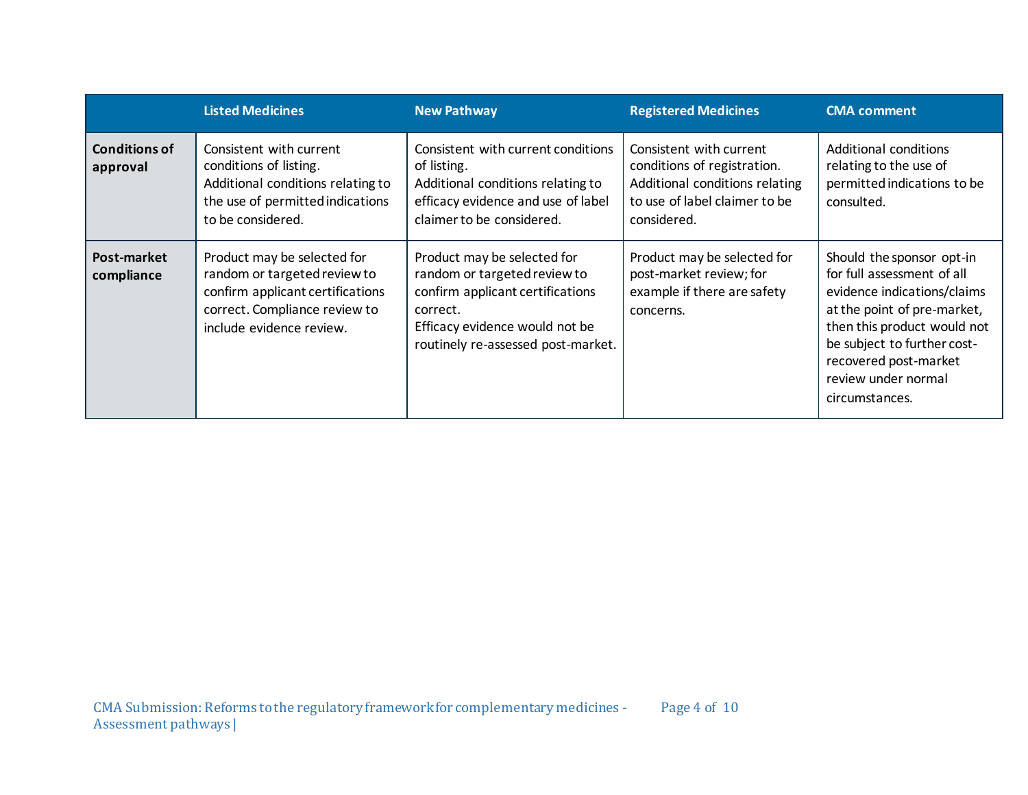| | Listed Medicines | New Pathway | Registered Medicines | CMA comment |
|---|---|---|---|---|
| **Conditions of approval** | Consistent with current conditions of listing. Additional conditions relating to the use of permitted indications to be considered. | Consistent with current conditions of listing. Additional conditions relating to efficacy evidence and use of label claimer to be considered. | Consistent with current conditions of registration. Additional conditions relating to use of label claimer to be considered. | Additional conditions relating to the use of permitted indications to be consulted. |
| **Post-market compliance** | Product may be selected for random or targeted review to confirm applicant certifications correct. Compliance review to include evidence review. | Product may be selected for random or targeted review to confirm applicant certifications correct. Efficacy evidence would not be routinely re-assessed post-market. | Product may be selected for post-market review; for example if there are safety concerns. | Should the sponsor opt-in for full assessment of all evidence indications/claims at the point of pre-market, then this product would not be subject to further cost-recovered post-market review under normal circumstances. |